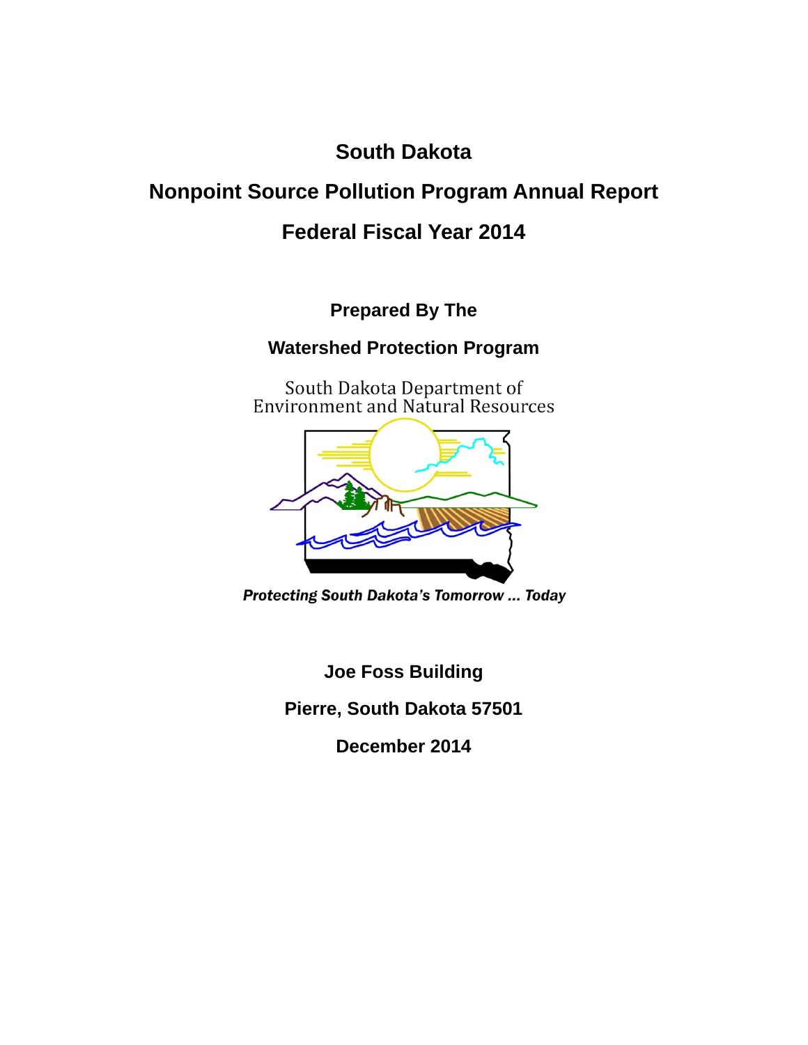# South Dakota

# Nonpoint Source Pollution Program Annual Report

# Federal Fiscal Year 2014

**Prepared By The**

**Watershed Protection Program**

South Dakota Department of
Environment and Natural Resources

***Protecting South Dakota's Tomorrow ... Today***

**Joe Foss Building**

**Pierre, South Dakota 57501**

**December 2014**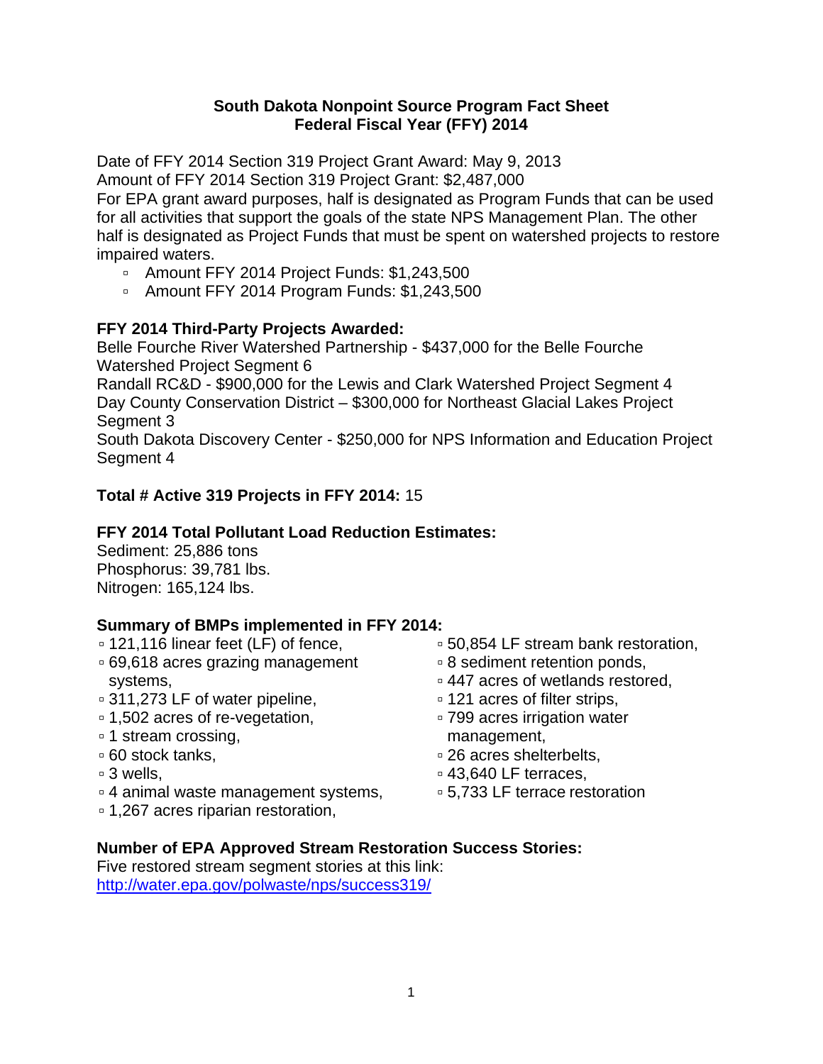# South Dakota Nonpoint Source Program Fact Sheet
## Federal Fiscal Year (FFY) 2014

Date of FFY 2014 Section 319 Project Grant Award: May 9, 2013
Amount of FFY 2014 Section 319 Project Grant: $2,487,000
For EPA grant award purposes, half is designated as Program Funds that can be used for all activities that support the goals of the state NPS Management Plan. The other half is designated as Project Funds that must be spent on watershed projects to restore impaired waters.

- Amount FFY 2014 Project Funds: $1,243,500
- Amount FFY 2014 Program Funds: $1,243,500

**FFY 2014 Third-Party Projects Awarded:**

Belle Fourche River Watershed Partnership - $437,000 for the Belle Fourche Watershed Project Segment 6
Randall RC&D - $900,000 for the Lewis and Clark Watershed Project Segment 4
Day County Conservation District – $300,000 for Northeast Glacial Lakes Project Segment 3
South Dakota Discovery Center - $250,000 for NPS Information and Education Project Segment 4

**Total # Active 319 Projects in FFY 2014:** 15

**FFY 2014 Total Pollutant Load Reduction Estimates:**

Sediment: 25,886 tons
Phosphorus: 39,781 lbs.
Nitrogen: 165,124 lbs.

**Summary of BMPs implemented in FFY 2014:**

- 121,116 linear feet (LF) of fence,
- 69,618 acres grazing management systems,
- 311,273 LF of water pipeline,
- 1,502 acres of re-vegetation,
- 1 stream crossing,
- 60 stock tanks,
- 3 wells,
- 4 animal waste management systems,
- 1,267 acres riparian restoration,
- 50,854 LF stream bank restoration,
- 8 sediment retention ponds,
- 447 acres of wetlands restored,
- 121 acres of filter strips,
- 799 acres irrigation water management,
- 26 acres shelterbelts,
- 43,640 LF terraces,
- 5,733 LF terrace restoration

**Number of EPA Approved Stream Restoration Success Stories:**

Five restored stream segment stories at this link:
http://water.epa.gov/polwaste/nps/success319/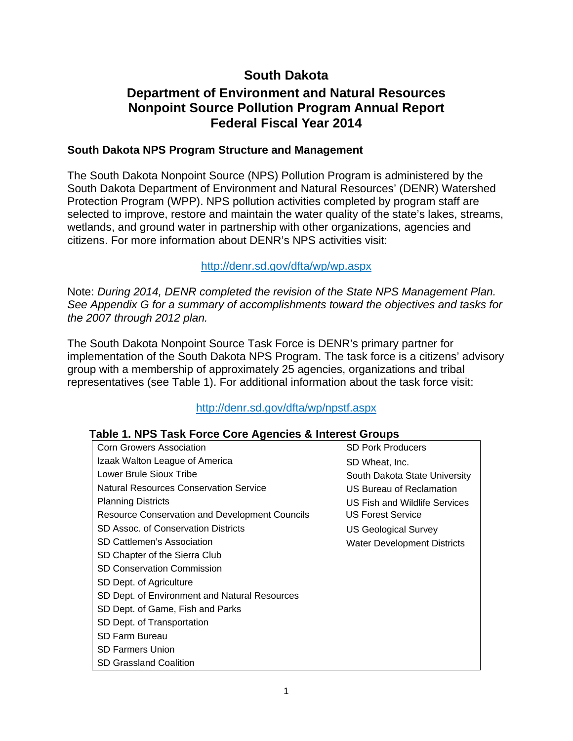# South Dakota

# Department of Environment and Natural Resources Nonpoint Source Pollution Program Annual Report Federal Fiscal Year 2014

## South Dakota NPS Program Structure and Management

The South Dakota Nonpoint Source (NPS) Pollution Program is administered by the South Dakota Department of Environment and Natural Resources' (DENR) Watershed Protection Program (WPP). NPS pollution activities completed by program staff are selected to improve, restore and maintain the water quality of the state's lakes, streams, wetlands, and ground water in partnership with other organizations, agencies and citizens. For more information about DENR's NPS activities visit:

http://denr.sd.gov/dfta/wp/wp.aspx

Note: *During 2014, DENR completed the revision of the State NPS Management Plan. See Appendix G for a summary of accomplishments toward the objectives and tasks for the 2007 through 2012 plan.*

The South Dakota Nonpoint Source Task Force is DENR's primary partner for implementation of the South Dakota NPS Program. The task force is a citizens' advisory group with a membership of approximately 25 agencies, organizations and tribal representatives (see Table 1). For additional information about the task force visit:

http://denr.sd.gov/dfta/wp/npstf.aspx

**Table 1. NPS Task Force Core Agencies & Interest Groups**

| | |
|---|---|
| Corn Growers Association | SD Pork Producers |
| Izaak Walton League of America | SD Wheat, Inc. |
| Lower Brule Sioux Tribe | South Dakota State University |
| Natural Resources Conservation Service | US Bureau of Reclamation |
| Planning Districts | US Fish and Wildlife Services |
| Resource Conservation and Development Councils | US Forest Service |
| SD Assoc. of Conservation Districts | US Geological Survey |
| SD Cattlemen's Association | Water Development Districts |
| SD Chapter of the Sierra Club | |
| SD Conservation Commission | |
| SD Dept. of Agriculture | |
| SD Dept. of Environment and Natural Resources | |
| SD Dept. of Game, Fish and Parks | |
| SD Dept. of Transportation | |
| SD Farm Bureau | |
| SD Farmers Union | |
| SD Grassland Coalition | |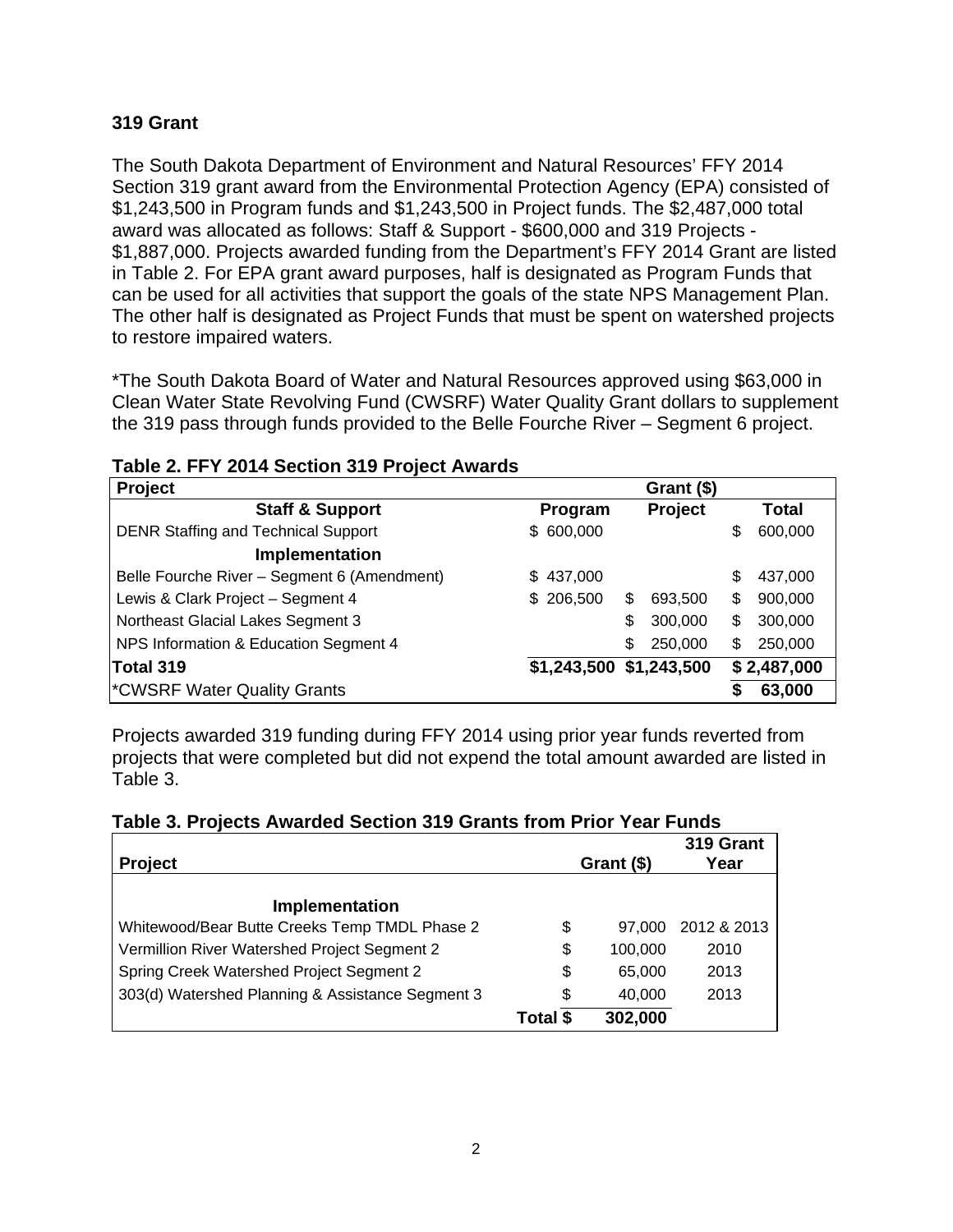### 319 Grant

The South Dakota Department of Environment and Natural Resources' FFY 2014 Section 319 grant award from the Environmental Protection Agency (EPA) consisted of $1,243,500 in Program funds and $1,243,500 in Project funds. The $2,487,000 total award was allocated as follows: Staff & Support - $600,000 and 319 Projects - $1,887,000. Projects awarded funding from the Department's FFY 2014 Grant are listed in Table 2. For EPA grant award purposes, half is designated as Program Funds that can be used for all activities that support the goals of the state NPS Management Plan. The other half is designated as Project Funds that must be spent on watershed projects to restore impaired waters.

*The South Dakota Board of Water and Natural Resources approved using $63,000 in Clean Water State Revolving Fund (CWSRF) Water Quality Grant dollars to supplement the 319 pass through funds provided to the Belle Fourche River – Segment 6 project.

**Table 2. FFY 2014 Section 319 Project Awards**

| Project | Grant ($) | | |
|---|---|---|---|
| **Staff & Support** | **Program** | **Project** | **Total** |
| DENR Staffing and Technical Support | $ 600,000 | | $ 600,000 |
| **Implementation** | | | |
| Belle Fourche River – Segment 6 (Amendment) | $ 437,000 | | $ 437,000 |
| Lewis & Clark Project – Segment 4 | $ 206,500 | $ 693,500 | $ 900,000 |
| Northeast Glacial Lakes Segment 3 | | $ 300,000 | $ 300,000 |
| NPS Information & Education Segment 4 | | $ 250,000 | $ 250,000 |
| **Total 319** | **$1,243,500** | **$1,243,500** | **$ 2,487,000** |
| *CWSRF Water Quality Grants | | | **$ 63,000** |

Projects awarded 319 funding during FFY 2014 using prior year funds reverted from projects that were completed but did not expend the total amount awarded are listed in Table 3.

**Table 3. Projects Awarded Section 319 Grants from Prior Year Funds**

| Project | Grant ($) | 319 Grant Year |
|---|---|---|
| **Implementation** | | |
| Whitewood/Bear Butte Creeks Temp TMDL Phase 2 | $ 97,000 | 2012 & 2013 |
| Vermillion River Watershed Project Segment 2 | $ 100,000 | 2010 |
| Spring Creek Watershed Project Segment 2 | $ 65,000 | 2013 |
| 303(d) Watershed Planning & Assistance Segment 3 | $ 40,000 | 2013 |
| **Total** | **$ 302,000** | |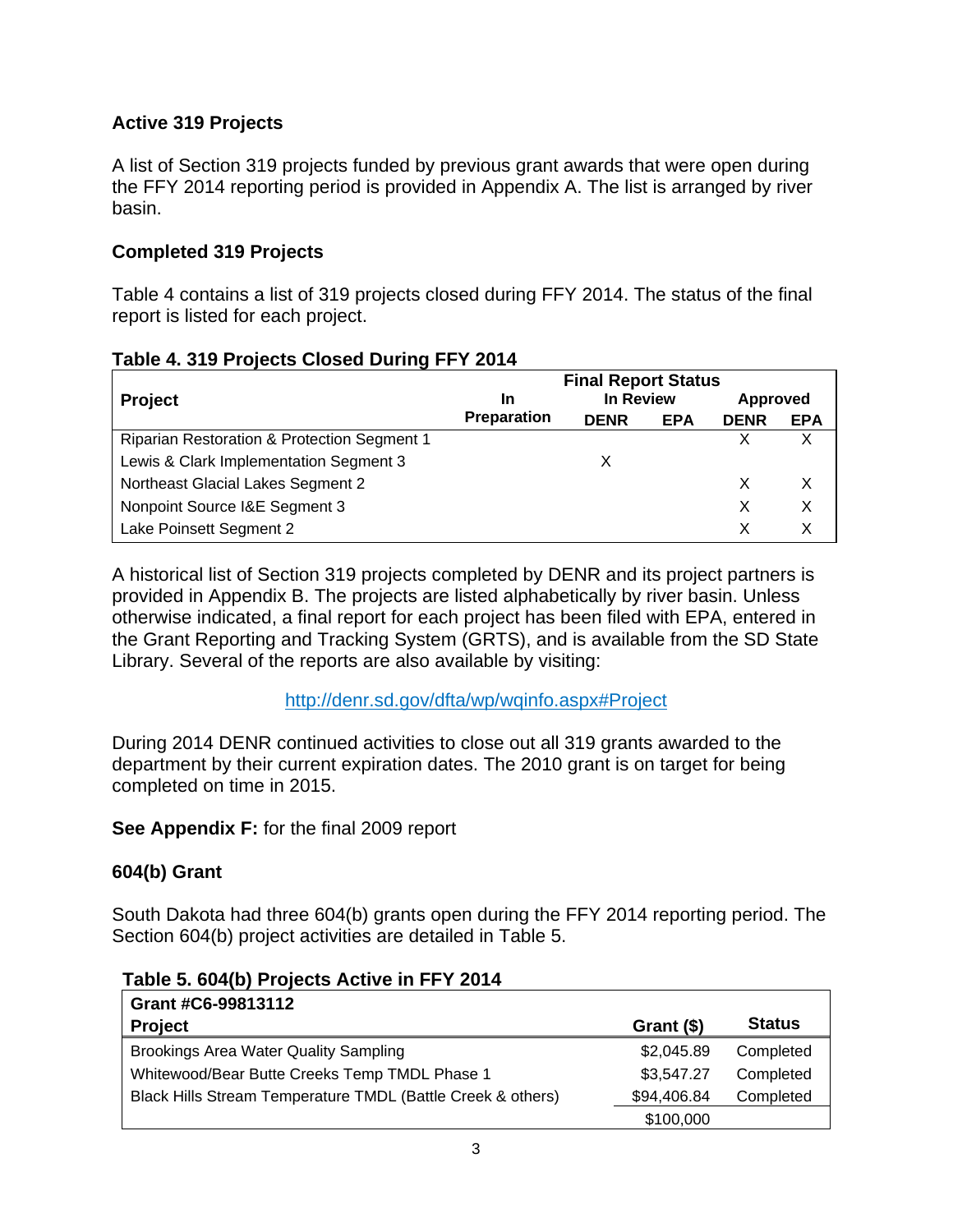## Active 319 Projects

A list of Section 319 projects funded by previous grant awards that were open during the FFY 2014 reporting period is provided in Appendix A. The list is arranged by river basin.

## Completed 319 Projects

Table 4 contains a list of 319 projects closed during FFY 2014. The status of the final report is listed for each project.

**Table 4. 319 Projects Closed During FFY 2014**

| Project | Final Report Status | | | | |
|---|---|---|---|---|---|
| | In Preparation | In Review | | Approved | |
| | | DENR | EPA | DENR | EPA |
| Riparian Restoration & Protection Segment 1 | | | | X | X |
| Lewis & Clark Implementation Segment 3 | | X | | | |
| Northeast Glacial Lakes Segment 2 | | | | X | X |
| Nonpoint Source I&E Segment 3 | | | | X | X |
| Lake Poinsett Segment 2 | | | | X | X |

A historical list of Section 319 projects completed by DENR and its project partners is provided in Appendix B. The projects are listed alphabetically by river basin. Unless otherwise indicated, a final report for each project has been filed with EPA, entered in the Grant Reporting and Tracking System (GRTS), and is available from the SD State Library. Several of the reports are also available by visiting:

http://denr.sd.gov/dfta/wp/wqinfo.aspx#Project

During 2014 DENR continued activities to close out all 319 grants awarded to the department by their current expiration dates. The 2010 grant is on target for being completed on time in 2015.

**See Appendix F:** for the final 2009 report

## 604(b) Grant

South Dakota had three 604(b) grants open during the FFY 2014 reporting period. The Section 604(b) project activities are detailed in Table 5.

**Table 5. 604(b) Projects Active in FFY 2014**

| Grant #C6-99813112<br>Project | Grant ($) | Status |
|---|---|---|
| Brookings Area Water Quality Sampling | $2,045.89 | Completed |
| Whitewood/Bear Butte Creeks Temp TMDL Phase 1 | $3,547.27 | Completed |
| Black Hills Stream Temperature TMDL (Battle Creek & others) | $94,406.84 | Completed |
| | $100,000 | |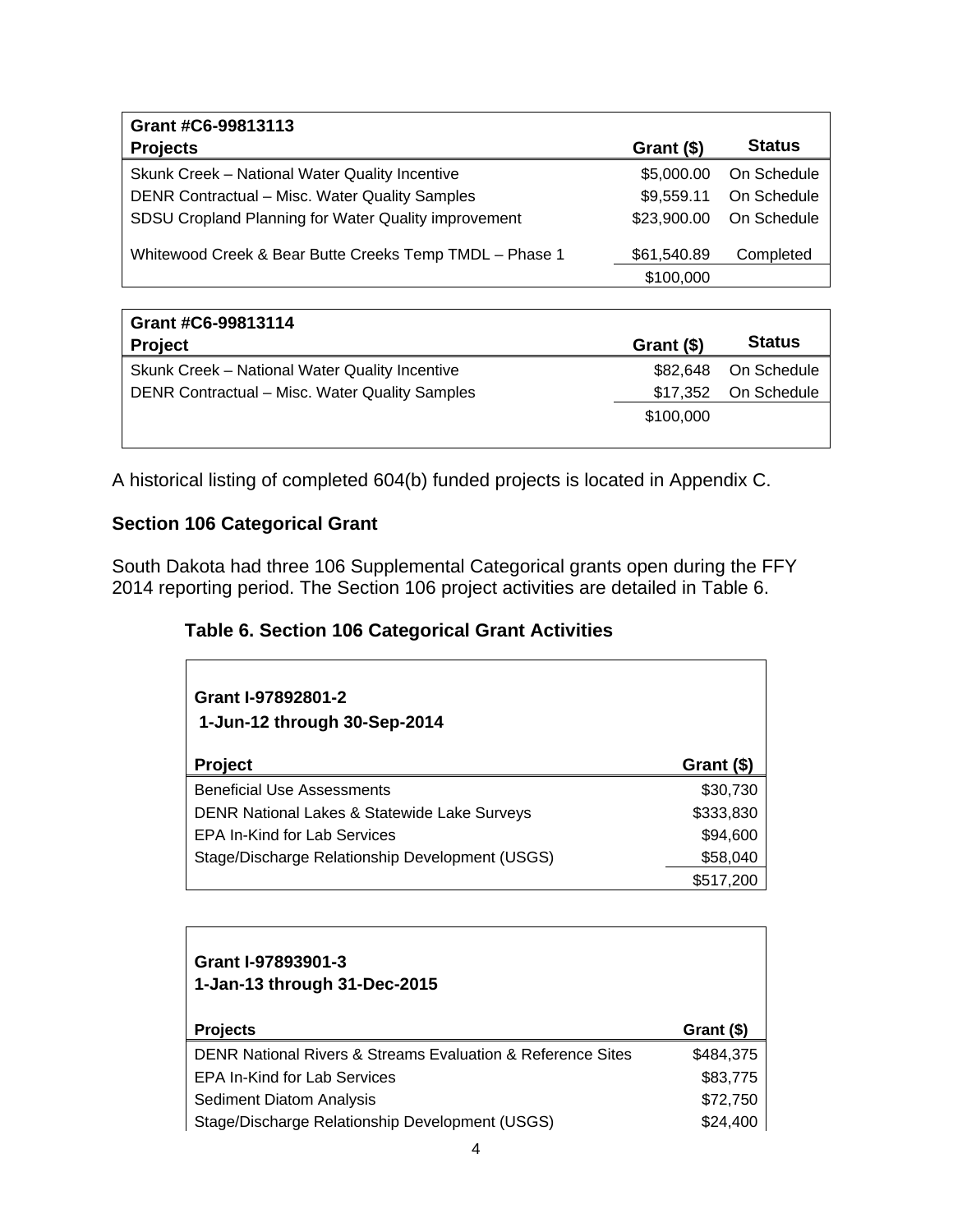| Grant #C6-99813113<br>Projects | Grant ($) | Status |
|---|---|---|
| Skunk Creek – National Water Quality Incentive | $5,000.00 | On Schedule |
| DENR Contractual – Misc. Water Quality Samples | $9,559.11 | On Schedule |
| SDSU Cropland Planning for Water Quality improvement | $23,900.00 | On Schedule |
| Whitewood Creek & Bear Butte Creeks Temp TMDL – Phase 1 | $61,540.89 | Completed |
| | $100,000 | |

| Grant #C6-99813114<br>Project | Grant ($) | Status |
|---|---|---|
| Skunk Creek – National Water Quality Incentive | $82,648 | On Schedule |
| DENR Contractual – Misc. Water Quality Samples | $17,352 | On Schedule |
| | $100,000 | |

A historical listing of completed 604(b) funded projects is located in Appendix C.

## Section 106 Categorical Grant

South Dakota had three 106 Supplemental Categorical grants open during the FFY 2014 reporting period. The Section 106 project activities are detailed in Table 6.

### Table 6. Section 106 Categorical Grant Activities

| Grant I-97892801-2<br>1-Jun-12 through 30-Sep-2014<br>Project | Grant ($) |
|---|---|
| Beneficial Use Assessments | $30,730 |
| DENR National Lakes & Statewide Lake Surveys | $333,830 |
| EPA In-Kind for Lab Services | $94,600 |
| Stage/Discharge Relationship Development (USGS) | $58,040 |
| | $517,200 |

| Grant I-97893901-3<br>1-Jan-13 through 31-Dec-2015<br>Projects | Grant ($) |
|---|---|
| DENR National Rivers & Streams Evaluation & Reference Sites | $484,375 |
| EPA In-Kind for Lab Services | $83,775 |
| Sediment Diatom Analysis | $72,750 |
| Stage/Discharge Relationship Development (USGS) | $24,400 |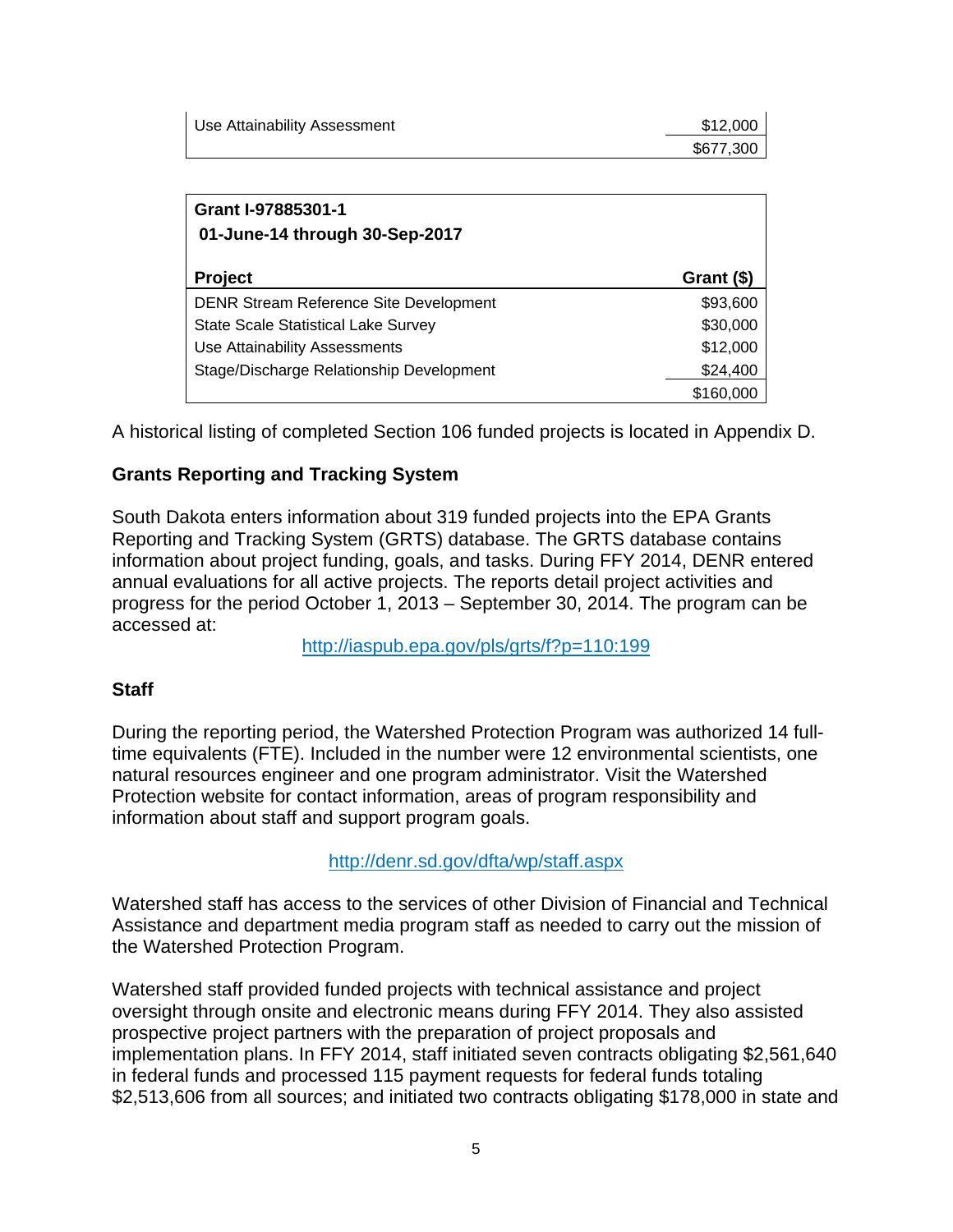| | |
|---|---|
| Use Attainability Assessment | $12,000 |
| | $677,300 |

| **Grant I-97885301-1**<br>**01-June-14 through 30-Sep-2017** | |
|---|---|
| **Project** | **Grant ($)** |
| DENR Stream Reference Site Development | $93,600 |
| State Scale Statistical Lake Survey | $30,000 |
| Use Attainability Assessments | $12,000 |
| Stage/Discharge Relationship Development | $24,400 |
| | $160,000 |

A historical listing of completed Section 106 funded projects is located in Appendix D.

### Grants Reporting and Tracking System

South Dakota enters information about 319 funded projects into the EPA Grants Reporting and Tracking System (GRTS) database. The GRTS database contains information about project funding, goals, and tasks. During FFY 2014, DENR entered annual evaluations for all active projects. The reports detail project activities and progress for the period October 1, 2013 – September 30, 2014. The program can be accessed at:

http://iaspub.epa.gov/pls/grts/f?p=110:199

### Staff

During the reporting period, the Watershed Protection Program was authorized 14 full-time equivalents (FTE). Included in the number were 12 environmental scientists, one natural resources engineer and one program administrator. Visit the Watershed Protection website for contact information, areas of program responsibility and information about staff and support program goals.

http://denr.sd.gov/dfta/wp/staff.aspx

Watershed staff has access to the services of other Division of Financial and Technical Assistance and department media program staff as needed to carry out the mission of the Watershed Protection Program.

Watershed staff provided funded projects with technical assistance and project oversight through onsite and electronic means during FFY 2014. They also assisted prospective project partners with the preparation of project proposals and implementation plans. In FFY 2014, staff initiated seven contracts obligating $2,561,640 in federal funds and processed 115 payment requests for federal funds totaling $2,513,606 from all sources; and initiated two contracts obligating $178,000 in state and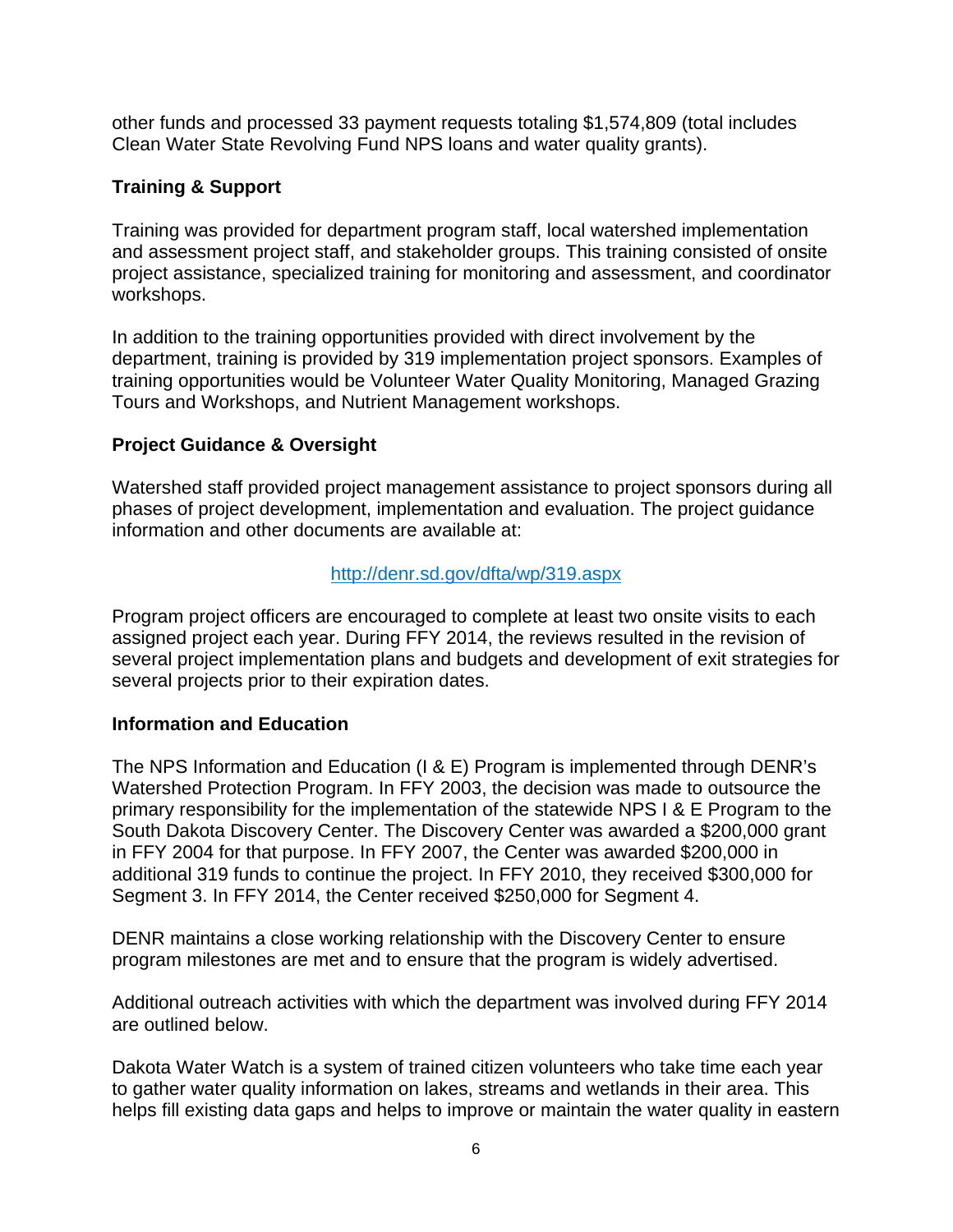other funds and processed 33 payment requests totaling $1,574,809 (total includes Clean Water State Revolving Fund NPS loans and water quality grants).

### Training & Support

Training was provided for department program staff, local watershed implementation and assessment project staff, and stakeholder groups. This training consisted of onsite project assistance, specialized training for monitoring and assessment, and coordinator workshops.

In addition to the training opportunities provided with direct involvement by the department, training is provided by 319 implementation project sponsors. Examples of training opportunities would be Volunteer Water Quality Monitoring, Managed Grazing Tours and Workshops, and Nutrient Management workshops.

### Project Guidance & Oversight

Watershed staff provided project management assistance to project sponsors during all phases of project development, implementation and evaluation. The project guidance information and other documents are available at:

http://denr.sd.gov/dfta/wp/319.aspx

Program project officers are encouraged to complete at least two onsite visits to each assigned project each year. During FFY 2014, the reviews resulted in the revision of several project implementation plans and budgets and development of exit strategies for several projects prior to their expiration dates.

### Information and Education

The NPS Information and Education (I & E) Program is implemented through DENR's Watershed Protection Program. In FFY 2003, the decision was made to outsource the primary responsibility for the implementation of the statewide NPS I & E Program to the South Dakota Discovery Center. The Discovery Center was awarded a $200,000 grant in FFY 2004 for that purpose. In FFY 2007, the Center was awarded $200,000 in additional 319 funds to continue the project. In FFY 2010, they received $300,000 for Segment 3. In FFY 2014, the Center received $250,000 for Segment 4.

DENR maintains a close working relationship with the Discovery Center to ensure program milestones are met and to ensure that the program is widely advertised.

Additional outreach activities with which the department was involved during FFY 2014 are outlined below.

Dakota Water Watch is a system of trained citizen volunteers who take time each year to gather water quality information on lakes, streams and wetlands in their area. This helps fill existing data gaps and helps to improve or maintain the water quality in eastern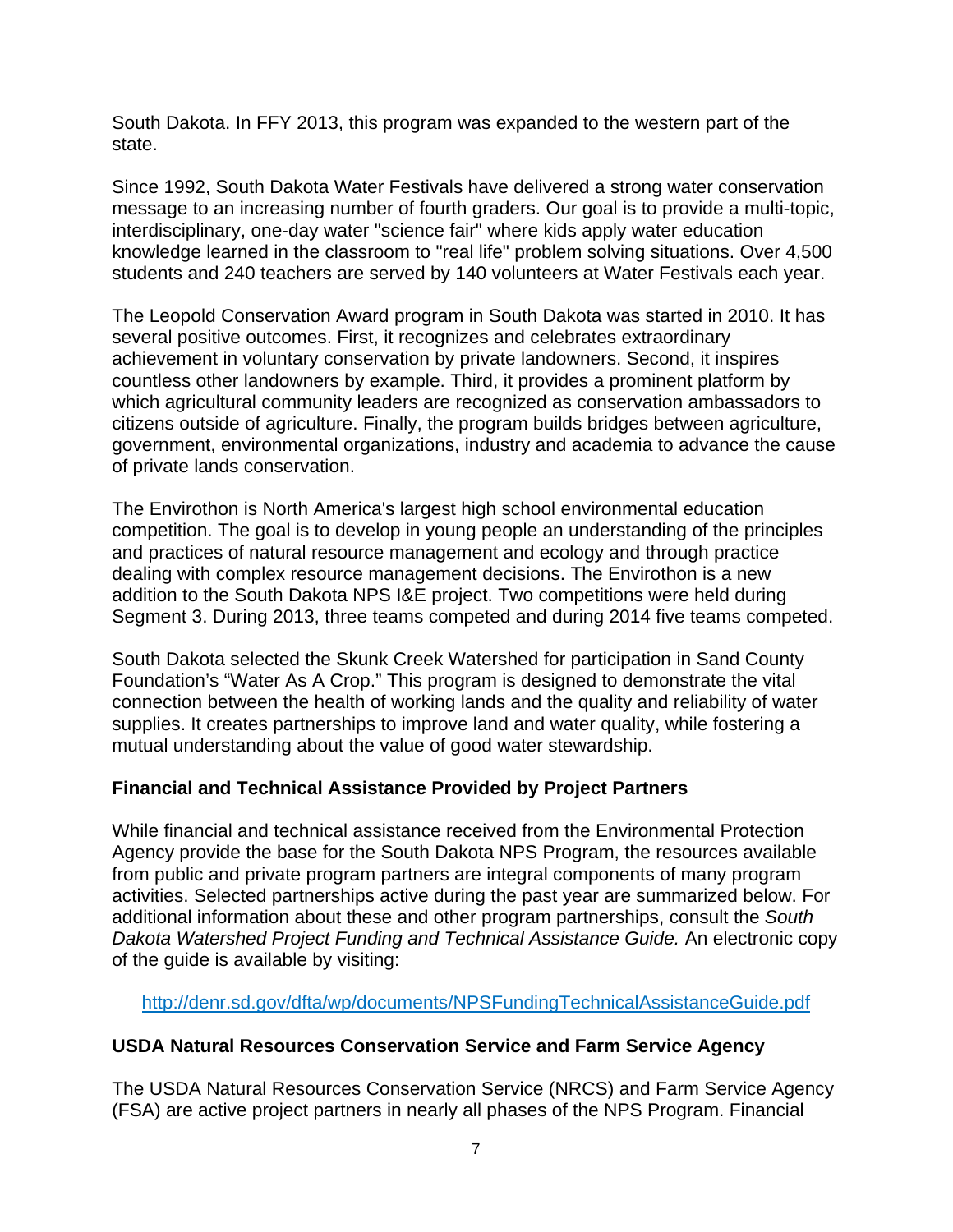South Dakota. In FFY 2013, this program was expanded to the western part of the state.

Since 1992, South Dakota Water Festivals have delivered a strong water conservation message to an increasing number of fourth graders. Our goal is to provide a multi-topic, interdisciplinary, one-day water "science fair" where kids apply water education knowledge learned in the classroom to "real life" problem solving situations. Over 4,500 students and 240 teachers are served by 140 volunteers at Water Festivals each year.

The Leopold Conservation Award program in South Dakota was started in 2010. It has several positive outcomes. First, it recognizes and celebrates extraordinary achievement in voluntary conservation by private landowners. Second, it inspires countless other landowners by example. Third, it provides a prominent platform by which agricultural community leaders are recognized as conservation ambassadors to citizens outside of agriculture. Finally, the program builds bridges between agriculture, government, environmental organizations, industry and academia to advance the cause of private lands conservation.

The Envirothon is North America's largest high school environmental education competition. The goal is to develop in young people an understanding of the principles and practices of natural resource management and ecology and through practice dealing with complex resource management decisions. The Envirothon is a new addition to the South Dakota NPS I&E project. Two competitions were held during Segment 3. During 2013, three teams competed and during 2014 five teams competed.

South Dakota selected the Skunk Creek Watershed for participation in Sand County Foundation's "Water As A Crop." This program is designed to demonstrate the vital connection between the health of working lands and the quality and reliability of water supplies. It creates partnerships to improve land and water quality, while fostering a mutual understanding about the value of good water stewardship.

### Financial and Technical Assistance Provided by Project Partners

While financial and technical assistance received from the Environmental Protection Agency provide the base for the South Dakota NPS Program, the resources available from public and private program partners are integral components of many program activities. Selected partnerships active during the past year are summarized below. For additional information about these and other program partnerships, consult the *South Dakota Watershed Project Funding and Technical Assistance Guide.* An electronic copy of the guide is available by visiting:

http://denr.sd.gov/dfta/wp/documents/NPSFundingTechnicalAssistanceGuide.pdf

### USDA Natural Resources Conservation Service and Farm Service Agency

The USDA Natural Resources Conservation Service (NRCS) and Farm Service Agency (FSA) are active project partners in nearly all phases of the NPS Program. Financial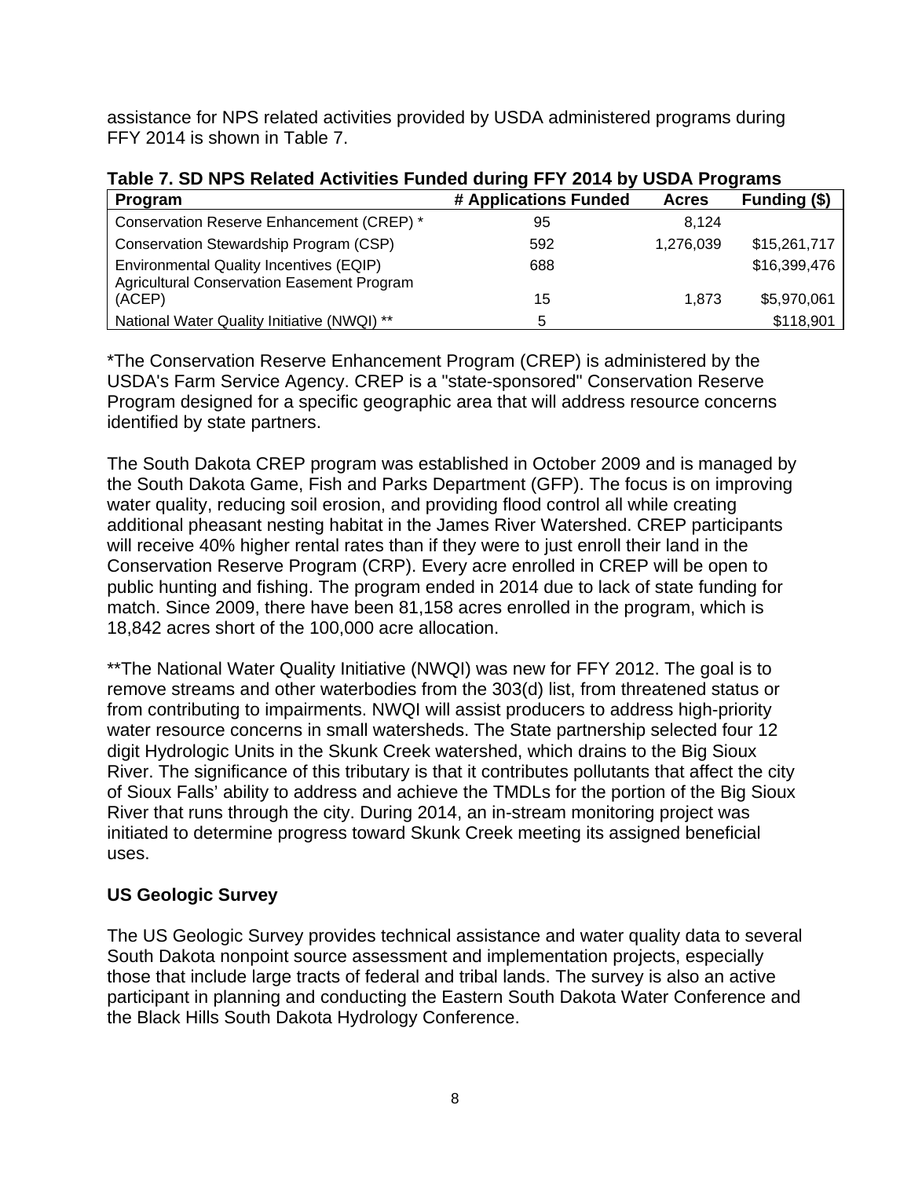assistance for NPS related activities provided by USDA administered programs during FFY 2014 is shown in Table 7.

**Table 7. SD NPS Related Activities Funded during FFY 2014 by USDA Programs**

| Program | # Applications Funded | Acres | Funding ($) |
|---|---|---|---|
| Conservation Reserve Enhancement (CREP) * | 95 | 8,124 | |
| Conservation Stewardship Program (CSP) | 592 | 1,276,039 | $15,261,717 |
| Environmental Quality Incentives (EQIP) | 688 | | $16,399,476 |
| Agricultural Conservation Easement Program (ACEP) | 15 | 1,873 | $5,970,061 |
| National Water Quality Initiative (NWQI) ** | 5 | | $118,901 |

*The Conservation Reserve Enhancement Program (CREP) is administered by the USDA's Farm Service Agency. CREP is a "state-sponsored" Conservation Reserve Program designed for a specific geographic area that will address resource concerns identified by state partners.

The South Dakota CREP program was established in October 2009 and is managed by the South Dakota Game, Fish and Parks Department (GFP). The focus is on improving water quality, reducing soil erosion, and providing flood control all while creating additional pheasant nesting habitat in the James River Watershed. CREP participants will receive 40% higher rental rates than if they were to just enroll their land in the Conservation Reserve Program (CRP). Every acre enrolled in CREP will be open to public hunting and fishing. The program ended in 2014 due to lack of state funding for match. Since 2009, there have been 81,158 acres enrolled in the program, which is 18,842 acres short of the 100,000 acre allocation.

**The National Water Quality Initiative (NWQI) was new for FFY 2012. The goal is to remove streams and other waterbodies from the 303(d) list, from threatened status or from contributing to impairments. NWQI will assist producers to address high-priority water resource concerns in small watersheds. The State partnership selected four 12 digit Hydrologic Units in the Skunk Creek watershed, which drains to the Big Sioux River. The significance of this tributary is that it contributes pollutants that affect the city of Sioux Falls' ability to address and achieve the TMDLs for the portion of the Big Sioux River that runs through the city. During 2014, an in-stream monitoring project was initiated to determine progress toward Skunk Creek meeting its assigned beneficial uses.

## US Geologic Survey

The US Geologic Survey provides technical assistance and water quality data to several South Dakota nonpoint source assessment and implementation projects, especially those that include large tracts of federal and tribal lands. The survey is also an active participant in planning and conducting the Eastern South Dakota Water Conference and the Black Hills South Dakota Hydrology Conference.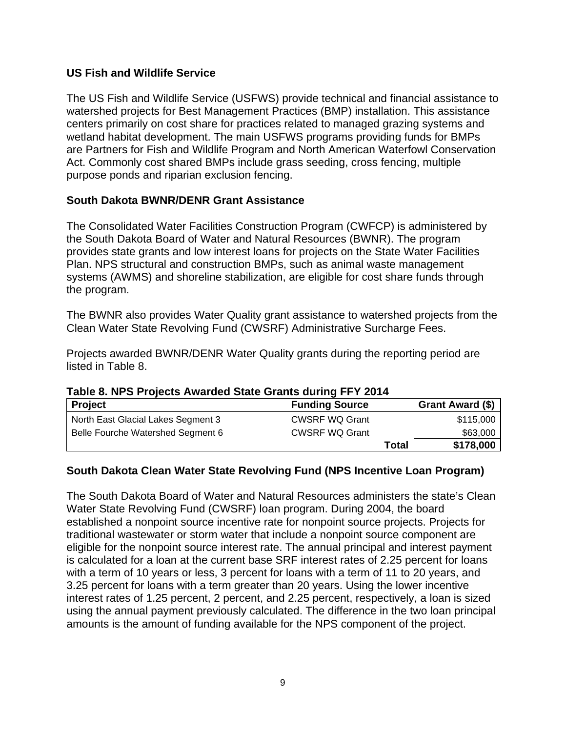### US Fish and Wildlife Service

The US Fish and Wildlife Service (USFWS) provide technical and financial assistance to watershed projects for Best Management Practices (BMP) installation. This assistance centers primarily on cost share for practices related to managed grazing systems and wetland habitat development. The main USFWS programs providing funds for BMPs are Partners for Fish and Wildlife Program and North American Waterfowl Conservation Act. Commonly cost shared BMPs include grass seeding, cross fencing, multiple purpose ponds and riparian exclusion fencing.

### South Dakota BWNR/DENR Grant Assistance

The Consolidated Water Facilities Construction Program (CWFCP) is administered by the South Dakota Board of Water and Natural Resources (BWNR). The program provides state grants and low interest loans for projects on the State Water Facilities Plan. NPS structural and construction BMPs, such as animal waste management systems (AWMS) and shoreline stabilization, are eligible for cost share funds through the program.

The BWNR also provides Water Quality grant assistance to watershed projects from the Clean Water State Revolving Fund (CWSRF) Administrative Surcharge Fees.

Projects awarded BWNR/DENR Water Quality grants during the reporting period are listed in Table 8.

**Table 8. NPS Projects Awarded State Grants during FFY 2014**

| Project | Funding Source | Grant Award ($) |
|---|---|---|
| North East Glacial Lakes Segment 3 | CWSRF WQ Grant | $115,000 |
| Belle Fourche Watershed Segment 6 | CWSRF WQ Grant | $63,000 |
| | **Total** | **$178,000** |

### South Dakota Clean Water State Revolving Fund (NPS Incentive Loan Program)

The South Dakota Board of Water and Natural Resources administers the state's Clean Water State Revolving Fund (CWSRF) loan program. During 2004, the board established a nonpoint source incentive rate for nonpoint source projects. Projects for traditional wastewater or storm water that include a nonpoint source component are eligible for the nonpoint source interest rate. The annual principal and interest payment is calculated for a loan at the current base SRF interest rates of 2.25 percent for loans with a term of 10 years or less, 3 percent for loans with a term of 11 to 20 years, and 3.25 percent for loans with a term greater than 20 years. Using the lower incentive interest rates of 1.25 percent, 2 percent, and 2.25 percent, respectively, a loan is sized using the annual payment previously calculated. The difference in the two loan principal amounts is the amount of funding available for the NPS component of the project.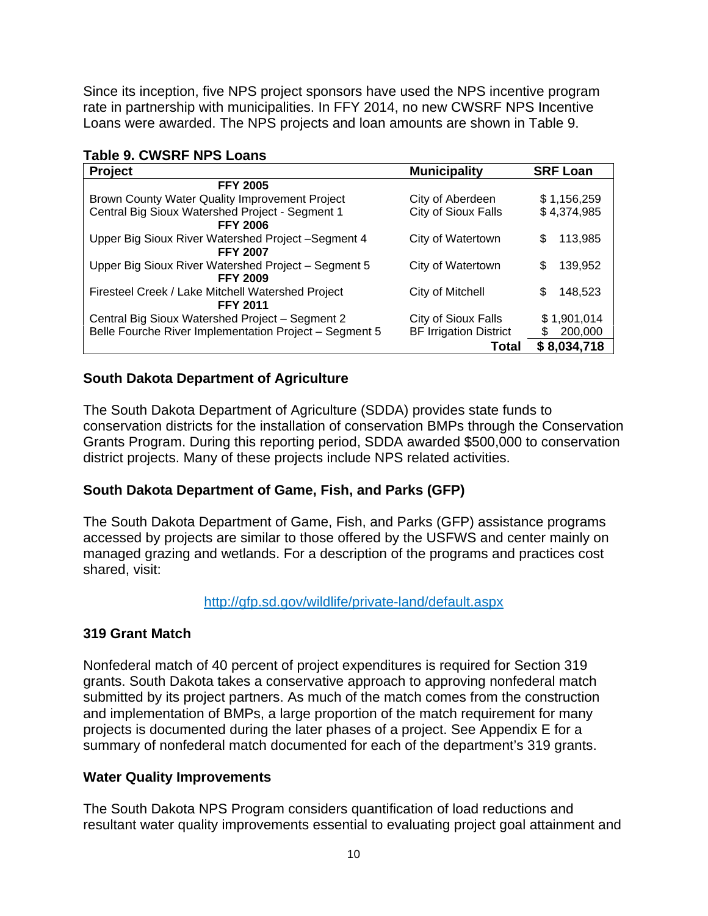Since its inception, five NPS project sponsors have used the NPS incentive program rate in partnership with municipalities. In FFY 2014, no new CWSRF NPS Incentive Loans were awarded. The NPS projects and loan amounts are shown in Table 9.

**Table 9. CWSRF NPS Loans**

| Project | Municipality | SRF Loan |
|---|---|---|
| **FFY 2005** | | |
| Brown County Water Quality Improvement Project | City of Aberdeen | $ 1,156,259 |
| Central Big Sioux Watershed Project - Segment 1 | City of Sioux Falls | $ 4,374,985 |
| **FFY 2006** | | |
| Upper Big Sioux River Watershed Project –Segment 4 | City of Watertown | $ 113,985 |
| **FFY 2007** | | |
| Upper Big Sioux River Watershed Project – Segment 5 | City of Watertown | $ 139,952 |
| **FFY 2009** | | |
| Firesteel Creek / Lake Mitchell Watershed Project | City of Mitchell | $ 148,523 |
| **FFY 2011** | | |
| Central Big Sioux Watershed Project – Segment 2 | City of Sioux Falls | $ 1,901,014 |
| Belle Fourche River Implementation Project – Segment 5 | BF Irrigation District | $ 200,000 |
| | **Total** | **$ 8,034,718** |

## South Dakota Department of Agriculture

The South Dakota Department of Agriculture (SDDA) provides state funds to conservation districts for the installation of conservation BMPs through the Conservation Grants Program. During this reporting period, SDDA awarded $500,000 to conservation district projects. Many of these projects include NPS related activities.

## South Dakota Department of Game, Fish, and Parks (GFP)

The South Dakota Department of Game, Fish, and Parks (GFP) assistance programs accessed by projects are similar to those offered by the USFWS and center mainly on managed grazing and wetlands. For a description of the programs and practices cost shared, visit:

http://gfp.sd.gov/wildlife/private-land/default.aspx

## 319 Grant Match

Nonfederal match of 40 percent of project expenditures is required for Section 319 grants. South Dakota takes a conservative approach to approving nonfederal match submitted by its project partners. As much of the match comes from the construction and implementation of BMPs, a large proportion of the match requirement for many projects is documented during the later phases of a project. See Appendix E for a summary of nonfederal match documented for each of the department's 319 grants.

## Water Quality Improvements

The South Dakota NPS Program considers quantification of load reductions and resultant water quality improvements essential to evaluating project goal attainment and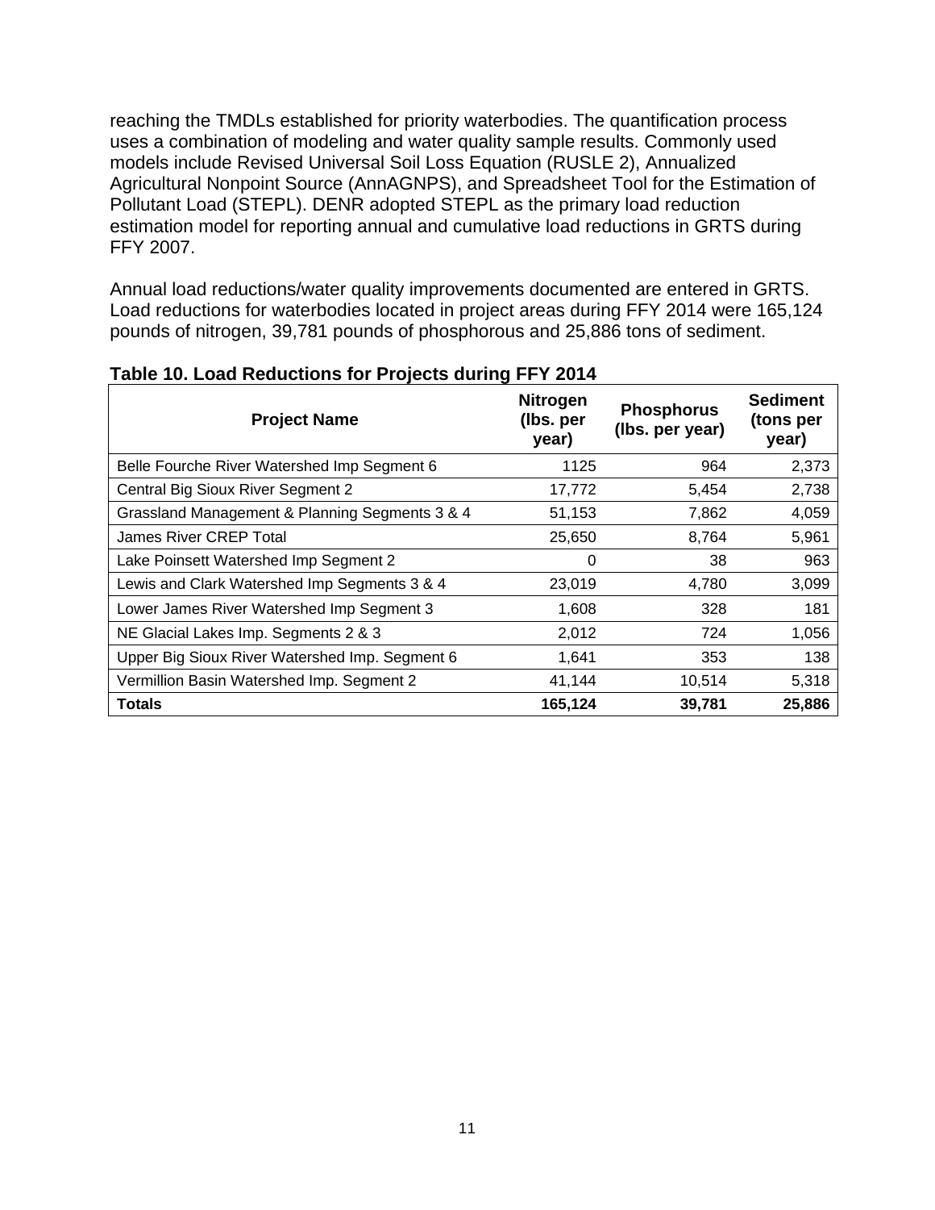reaching the TMDLs established for priority waterbodies. The quantification process uses a combination of modeling and water quality sample results. Commonly used models include Revised Universal Soil Loss Equation (RUSLE 2), Annualized Agricultural Nonpoint Source (AnnAGNPS), and Spreadsheet Tool for the Estimation of Pollutant Load (STEPL). DENR adopted STEPL as the primary load reduction estimation model for reporting annual and cumulative load reductions in GRTS during FFY 2007.

Annual load reductions/water quality improvements documented are entered in GRTS. Load reductions for waterbodies located in project areas during FFY 2014 were 165,124 pounds of nitrogen, 39,781 pounds of phosphorous and 25,886 tons of sediment.

**Table 10. Load Reductions for Projects during FFY 2014**

| Project Name | Nitrogen (lbs. per year) | Phosphorus (lbs. per year) | Sediment (tons per year) |
|---|---|---|---|
| Belle Fourche River Watershed Imp Segment 6 | 1125 | 964 | 2,373 |
| Central Big Sioux River Segment 2 | 17,772 | 5,454 | 2,738 |
| Grassland Management & Planning Segments 3 & 4 | 51,153 | 7,862 | 4,059 |
| James River CREP Total | 25,650 | 8,764 | 5,961 |
| Lake Poinsett Watershed Imp Segment 2 | 0 | 38 | 963 |
| Lewis and Clark Watershed Imp Segments 3 & 4 | 23,019 | 4,780 | 3,099 |
| Lower James River Watershed Imp Segment 3 | 1,608 | 328 | 181 |
| NE Glacial Lakes Imp. Segments 2 & 3 | 2,012 | 724 | 1,056 |
| Upper Big Sioux River Watershed Imp. Segment 6 | 1,641 | 353 | 138 |
| Vermillion Basin Watershed Imp. Segment 2 | 41,144 | 10,514 | 5,318 |
| **Totals** | **165,124** | **39,781** | **25,886** |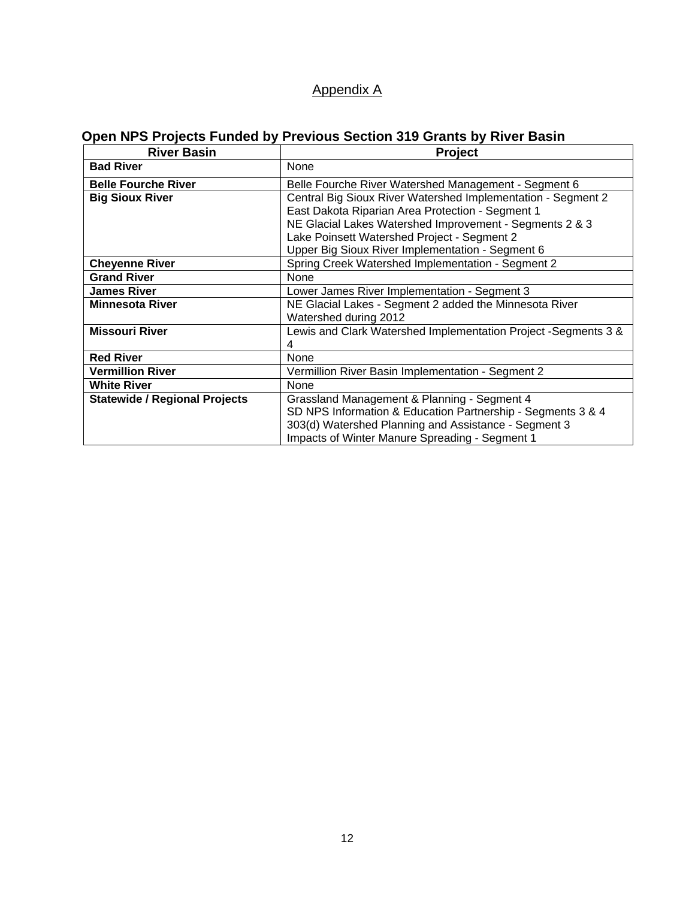## Appendix A

### Open NPS Projects Funded by Previous Section 319 Grants by River Basin

| River Basin | Project |
|---|---|
| **Bad River** | None |
| **Belle Fourche River** | Belle Fourche River Watershed Management - Segment 6 |
| **Big Sioux River** | Central Big Sioux River Watershed Implementation - Segment 2<br>East Dakota Riparian Area Protection - Segment 1<br>NE Glacial Lakes Watershed Improvement - Segments 2 & 3<br>Lake Poinsett Watershed Project - Segment 2<br>Upper Big Sioux River Implementation - Segment 6 |
| **Cheyenne River** | Spring Creek Watershed Implementation - Segment 2 |
| **Grand River** | None |
| **James River** | Lower James River Implementation - Segment 3 |
| **Minnesota River** | NE Glacial Lakes - Segment 2 added the Minnesota River Watershed during 2012 |
| **Missouri River** | Lewis and Clark Watershed Implementation Project -Segments 3 & 4 |
| **Red River** | None |
| **Vermillion River** | Vermillion River Basin Implementation - Segment 2 |
| **White River** | None |
| **Statewide / Regional Projects** | Grassland Management & Planning - Segment 4<br>SD NPS Information & Education Partnership - Segments 3 & 4<br>303(d) Watershed Planning and Assistance - Segment 3<br>Impacts of Winter Manure Spreading - Segment 1 |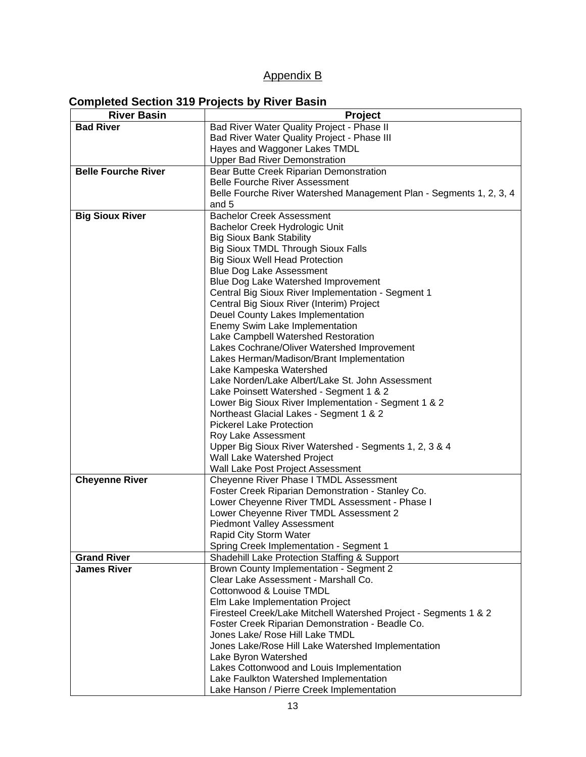# Appendix B

## Completed Section 319 Projects by River Basin

| River Basin | Project |
|---|---|
| **Bad River** | Bad River Water Quality Project - Phase II |
| | Bad River Water Quality Project - Phase III |
| | Hayes and Waggoner Lakes TMDL |
| | Upper Bad River Demonstration |
| **Belle Fourche River** | Bear Butte Creek Riparian Demonstration |
| | Belle Fourche River Assessment |
| | Belle Fourche River Watershed Management Plan - Segments 1, 2, 3, 4 and 5 |
| **Big Sioux River** | Bachelor Creek Assessment |
| | Bachelor Creek Hydrologic Unit |
| | Big Sioux Bank Stability |
| | Big Sioux TMDL Through Sioux Falls |
| | Big Sioux Well Head Protection |
| | Blue Dog Lake Assessment |
| | Blue Dog Lake Watershed Improvement |
| | Central Big Sioux River Implementation - Segment 1 |
| | Central Big Sioux River (Interim) Project |
| | Deuel County Lakes Implementation |
| | Enemy Swim Lake Implementation |
| | Lake Campbell Watershed Restoration |
| | Lakes Cochrane/Oliver Watershed Improvement |
| | Lakes Herman/Madison/Brant Implementation |
| | Lake Kampeska Watershed |
| | Lake Norden/Lake Albert/Lake St. John Assessment |
| | Lake Poinsett Watershed - Segment 1 & 2 |
| | Lower Big Sioux River Implementation - Segment 1 & 2 |
| | Northeast Glacial Lakes - Segment 1 & 2 |
| | Pickerel Lake Protection |
| | Roy Lake Assessment |
| | Upper Big Sioux River Watershed - Segments 1, 2, 3 & 4 |
| | Wall Lake Watershed Project |
| | Wall Lake Post Project Assessment |
| **Cheyenne River** | Cheyenne River Phase I TMDL Assessment |
| | Foster Creek Riparian Demonstration - Stanley Co. |
| | Lower Cheyenne River TMDL Assessment - Phase I |
| | Lower Cheyenne River TMDL Assessment 2 |
| | Piedmont Valley Assessment |
| | Rapid City Storm Water |
| | Spring Creek Implementation - Segment 1 |
| **Grand River** | Shadehill Lake Protection Staffing & Support |
| **James River** | Brown County Implementation - Segment 2 |
| | Clear Lake Assessment - Marshall Co. |
| | Cottonwood & Louise TMDL |
| | Elm Lake Implementation Project |
| | Firesteel Creek/Lake Mitchell Watershed Project - Segments 1 & 2 |
| | Foster Creek Riparian Demonstration - Beadle Co. |
| | Jones Lake/ Rose Hill Lake TMDL |
| | Jones Lake/Rose Hill Lake Watershed Implementation |
| | Lake Byron Watershed |
| | Lakes Cottonwood and Louis Implementation |
| | Lake Faulkton Watershed Implementation |
| | Lake Hanson / Pierre Creek Implementation |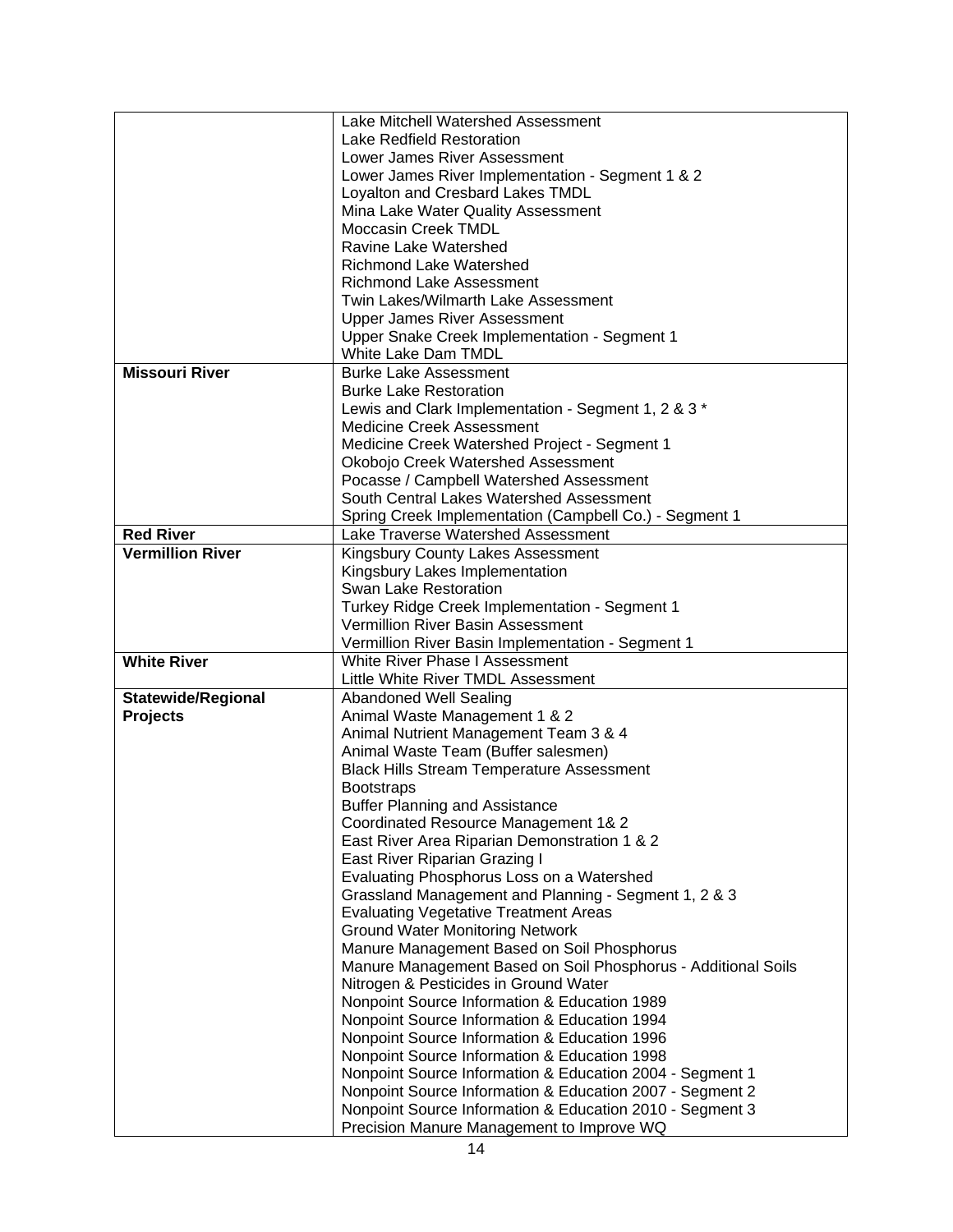| | |
|---|---|
| | Lake Mitchell Watershed Assessment<br>Lake Redfield Restoration<br>Lower James River Assessment<br>Lower James River Implementation - Segment 1 & 2<br>Loyalton and Cresbard Lakes TMDL<br>Mina Lake Water Quality Assessment<br>Moccasin Creek TMDL<br>Ravine Lake Watershed<br>Richmond Lake Watershed<br>Richmond Lake Assessment<br>Twin Lakes/Wilmarth Lake Assessment<br>Upper James River Assessment<br>Upper Snake Creek Implementation - Segment 1<br>White Lake Dam TMDL |
| **Missouri River** | Burke Lake Assessment<br>Burke Lake Restoration<br>Lewis and Clark Implementation - Segment 1, 2 & 3 *<br>Medicine Creek Assessment<br>Medicine Creek Watershed Project - Segment 1<br>Okobojo Creek Watershed Assessment<br>Pocasse / Campbell Watershed Assessment<br>South Central Lakes Watershed Assessment<br>Spring Creek Implementation (Campbell Co.) - Segment 1 |
| **Red River** | Lake Traverse Watershed Assessment |
| **Vermillion River** | Kingsbury County Lakes Assessment<br>Kingsbury Lakes Implementation<br>Swan Lake Restoration<br>Turkey Ridge Creek Implementation - Segment 1<br>Vermillion River Basin Assessment<br>Vermillion River Basin Implementation - Segment 1 |
| **White River** | White River Phase I Assessment<br>Little White River TMDL Assessment |
| **Statewide/Regional Projects** | Abandoned Well Sealing<br>Animal Waste Management 1 & 2<br>Animal Nutrient Management Team 3 & 4<br>Animal Waste Team (Buffer salesmen)<br>Black Hills Stream Temperature Assessment<br>Bootstraps<br>Buffer Planning and Assistance<br>Coordinated Resource Management 1& 2<br>East River Area Riparian Demonstration 1 & 2<br>East River Riparian Grazing I<br>Evaluating Phosphorus Loss on a Watershed<br>Grassland Management and Planning - Segment 1, 2 & 3<br>Evaluating Vegetative Treatment Areas<br>Ground Water Monitoring Network<br>Manure Management Based on Soil Phosphorus<br>Manure Management Based on Soil Phosphorus - Additional Soils<br>Nitrogen & Pesticides in Ground Water<br>Nonpoint Source Information & Education 1989<br>Nonpoint Source Information & Education 1994<br>Nonpoint Source Information & Education 1996<br>Nonpoint Source Information & Education 1998<br>Nonpoint Source Information & Education 2004 - Segment 1<br>Nonpoint Source Information & Education 2007 - Segment 2<br>Nonpoint Source Information & Education 2010 - Segment 3<br>Precision Manure Management to Improve WQ |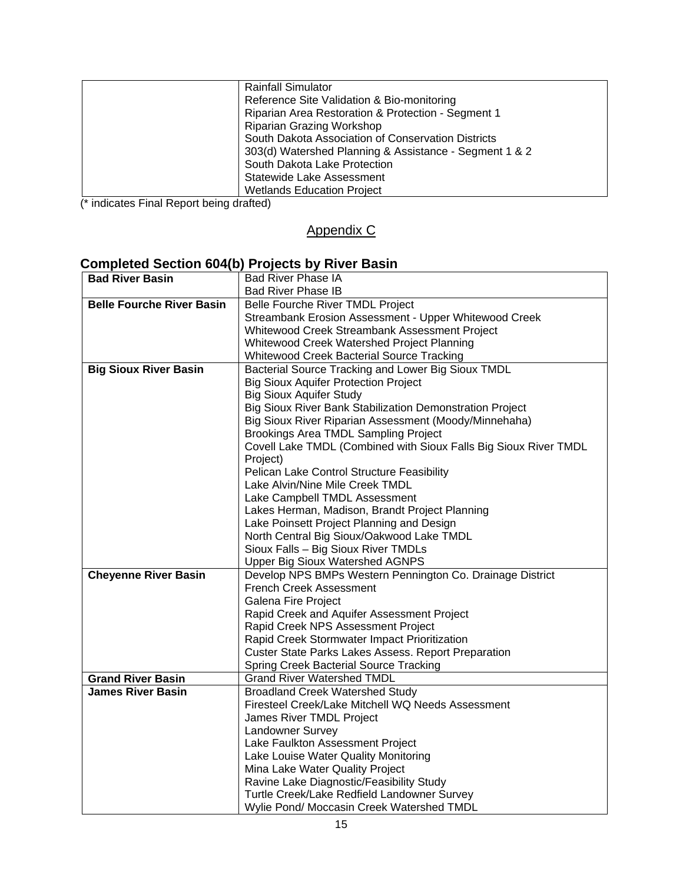| | |
|---|---|
| | Rainfall Simulator<br>Reference Site Validation & Bio-monitoring<br>Riparian Area Restoration & Protection - Segment 1<br>Riparian Grazing Workshop<br>South Dakota Association of Conservation Districts<br>303(d) Watershed Planning & Assistance - Segment 1 & 2<br>South Dakota Lake Protection<br>Statewide Lake Assessment<br>Wetlands Education Project |

(* indicates Final Report being drafted)

## Appendix C

### Completed Section 604(b) Projects by River Basin

| | |
|---|---|
| **Bad River Basin** | Bad River Phase IA<br>Bad River Phase IB |
| **Belle Fourche River Basin** | Belle Fourche River TMDL Project<br>Streambank Erosion Assessment - Upper Whitewood Creek<br>Whitewood Creek Streambank Assessment Project<br>Whitewood Creek Watershed Project Planning<br>Whitewood Creek Bacterial Source Tracking |
| **Big Sioux River Basin** | Bacterial Source Tracking and Lower Big Sioux TMDL<br>Big Sioux Aquifer Protection Project<br>Big Sioux Aquifer Study<br>Big Sioux River Bank Stabilization Demonstration Project<br>Big Sioux River Riparian Assessment (Moody/Minnehaha)<br>Brookings Area TMDL Sampling Project<br>Covell Lake TMDL (Combined with Sioux Falls Big Sioux River TMDL Project)<br>Pelican Lake Control Structure Feasibility<br>Lake Alvin/Nine Mile Creek TMDL<br>Lake Campbell TMDL Assessment<br>Lakes Herman, Madison, Brandt Project Planning<br>Lake Poinsett Project Planning and Design<br>North Central Big Sioux/Oakwood Lake TMDL<br>Sioux Falls – Big Sioux River TMDLs<br>Upper Big Sioux Watershed AGNPS |
| **Cheyenne River Basin** | Develop NPS BMPs Western Pennington Co. Drainage District<br>French Creek Assessment<br>Galena Fire Project<br>Rapid Creek and Aquifer Assessment Project<br>Rapid Creek NPS Assessment Project<br>Rapid Creek Stormwater Impact Prioritization<br>Custer State Parks Lakes Assess. Report Preparation<br>Spring Creek Bacterial Source Tracking |
| **Grand River Basin** | Grand River Watershed TMDL |
| **James River Basin** | Broadland Creek Watershed Study<br>Firesteel Creek/Lake Mitchell WQ Needs Assessment<br>James River TMDL Project<br>Landowner Survey<br>Lake Faulkton Assessment Project<br>Lake Louise Water Quality Monitoring<br>Mina Lake Water Quality Project<br>Ravine Lake Diagnostic/Feasibility Study<br>Turtle Creek/Lake Redfield Landowner Survey<br>Wylie Pond/ Moccasin Creek Watershed TMDL |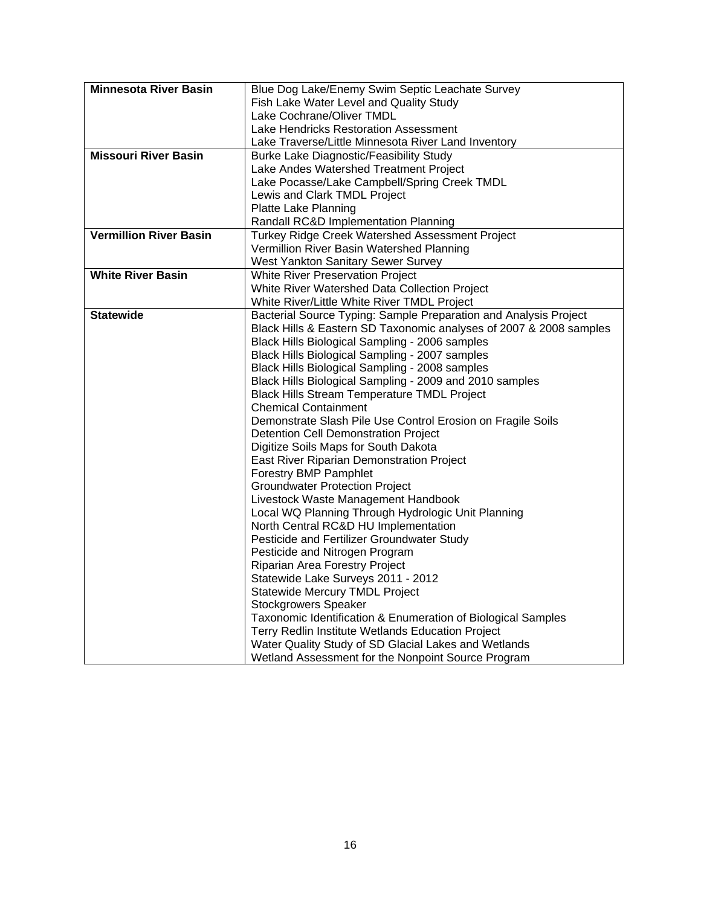| | |
|---|---|
| **Minnesota River Basin** | Blue Dog Lake/Enemy Swim Septic Leachate Survey<br>Fish Lake Water Level and Quality Study<br>Lake Cochrane/Oliver TMDL<br>Lake Hendricks Restoration Assessment<br>Lake Traverse/Little Minnesota River Land Inventory |
| **Missouri River Basin** | Burke Lake Diagnostic/Feasibility Study<br>Lake Andes Watershed Treatment Project<br>Lake Pocasse/Lake Campbell/Spring Creek TMDL<br>Lewis and Clark TMDL Project<br>Platte Lake Planning<br>Randall RC&D Implementation Planning |
| **Vermillion River Basin** | Turkey Ridge Creek Watershed Assessment Project<br>Vermillion River Basin Watershed Planning<br>West Yankton Sanitary Sewer Survey |
| **White River Basin** | White River Preservation Project<br>White River Watershed Data Collection Project<br>White River/Little White River TMDL Project |
| **Statewide** | Bacterial Source Typing: Sample Preparation and Analysis Project<br>Black Hills & Eastern SD Taxonomic analyses of 2007 & 2008 samples<br>Black Hills Biological Sampling - 2006 samples<br>Black Hills Biological Sampling - 2007 samples<br>Black Hills Biological Sampling - 2008 samples<br>Black Hills Biological Sampling - 2009 and 2010 samples<br>Black Hills Stream Temperature TMDL Project<br>Chemical Containment<br>Demonstrate Slash Pile Use Control Erosion on Fragile Soils<br>Detention Cell Demonstration Project<br>Digitize Soils Maps for South Dakota<br>East River Riparian Demonstration Project<br>Forestry BMP Pamphlet<br>Groundwater Protection Project<br>Livestock Waste Management Handbook<br>Local WQ Planning Through Hydrologic Unit Planning<br>North Central RC&D HU Implementation<br>Pesticide and Fertilizer Groundwater Study<br>Pesticide and Nitrogen Program<br>Riparian Area Forestry Project<br>Statewide Lake Surveys 2011 - 2012<br>Statewide Mercury TMDL Project<br>Stockgrowers Speaker<br>Taxonomic Identification & Enumeration of Biological Samples<br>Terry Redlin Institute Wetlands Education Project<br>Water Quality Study of SD Glacial Lakes and Wetlands<br>Wetland Assessment for the Nonpoint Source Program |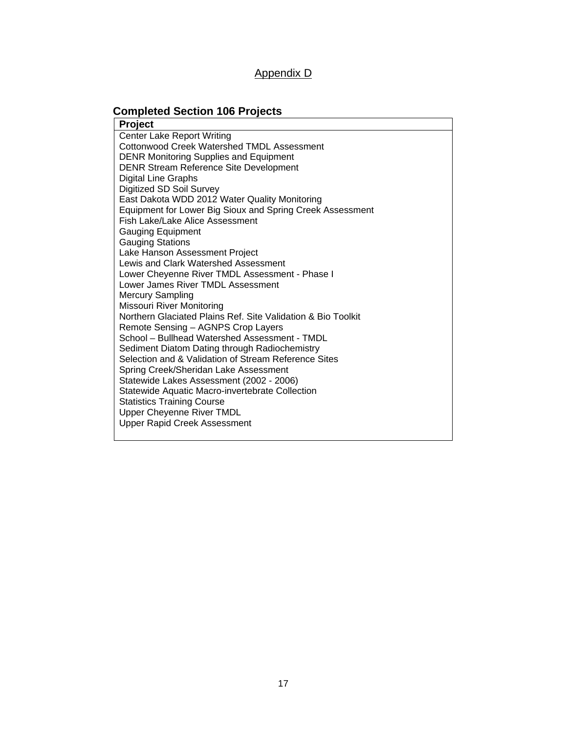Appendix D

## Completed Section 106 Projects

| Project |
|---|
| Center Lake Report Writing |
| Cottonwood Creek Watershed TMDL Assessment |
| DENR Monitoring Supplies and Equipment |
| DENR Stream Reference Site Development |
| Digital Line Graphs |
| Digitized SD Soil Survey |
| East Dakota WDD 2012 Water Quality Monitoring |
| Equipment for Lower Big Sioux and Spring Creek Assessment |
| Fish Lake/Lake Alice Assessment |
| Gauging Equipment |
| Gauging Stations |
| Lake Hanson Assessment Project |
| Lewis and Clark Watershed Assessment |
| Lower Cheyenne River TMDL Assessment - Phase I |
| Lower James River TMDL Assessment |
| Mercury Sampling |
| Missouri River Monitoring |
| Northern Glaciated Plains Ref. Site Validation & Bio Toolkit |
| Remote Sensing – AGNPS Crop Layers |
| School – Bullhead Watershed Assessment - TMDL |
| Sediment Diatom Dating through Radiochemistry |
| Selection and & Validation of Stream Reference Sites |
| Spring Creek/Sheridan Lake Assessment |
| Statewide Lakes Assessment (2002 - 2006) |
| Statewide Aquatic Macro-invertebrate Collection |
| Statistics Training Course |
| Upper Cheyenne River TMDL |
| Upper Rapid Creek Assessment |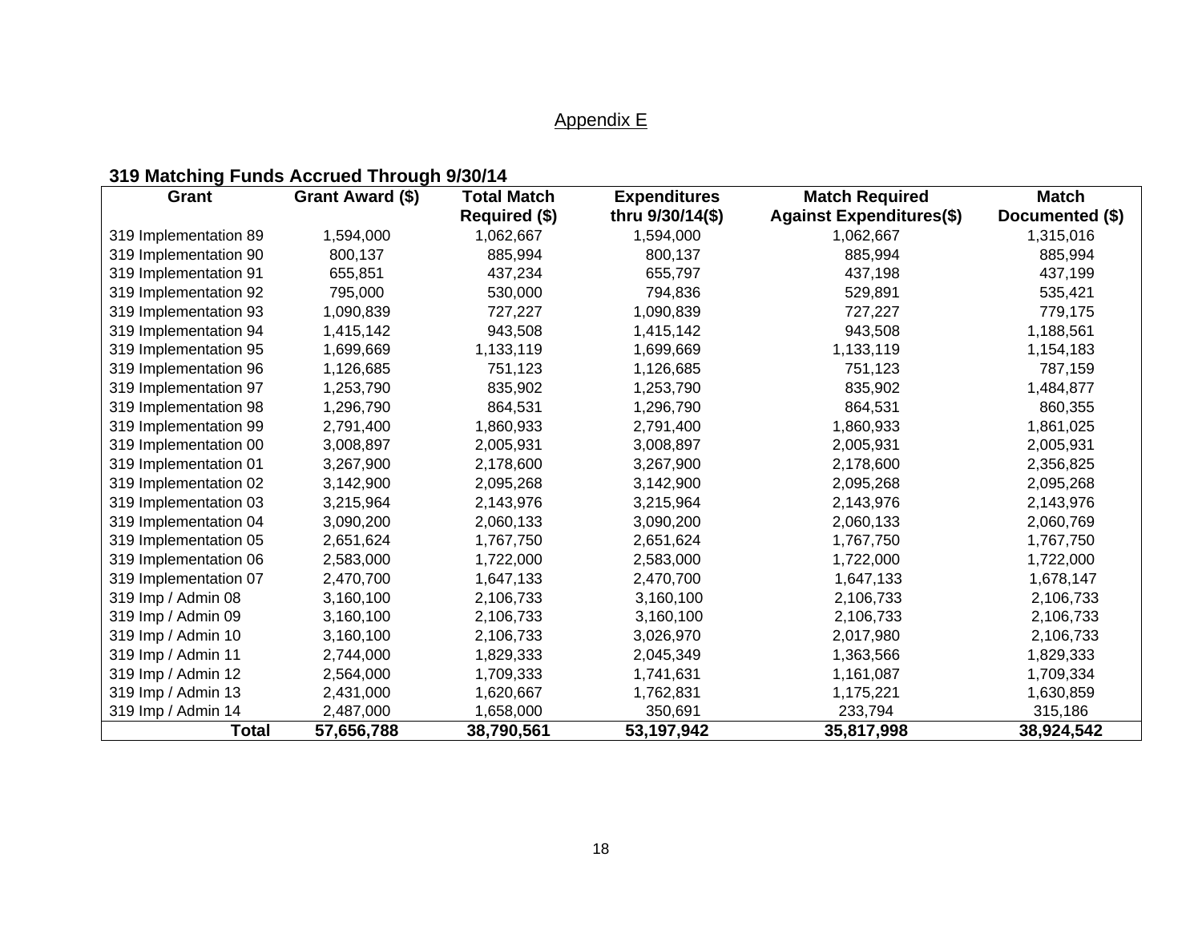# Appendix E

**319 Matching Funds Accrued Through 9/30/14**

| Grant | Grant Award ($) | Total Match Required ($) | Expenditures thru 9/30/14($) | Match Required Against Expenditures($) | Match Documented ($) |
|---|---|---|---|---|---|
| 319 Implementation 89 | 1,594,000 | 1,062,667 | 1,594,000 | 1,062,667 | 1,315,016 |
| 319 Implementation 90 | 800,137 | 885,994 | 800,137 | 885,994 | 885,994 |
| 319 Implementation 91 | 655,851 | 437,234 | 655,797 | 437,198 | 437,199 |
| 319 Implementation 92 | 795,000 | 530,000 | 794,836 | 529,891 | 535,421 |
| 319 Implementation 93 | 1,090,839 | 727,227 | 1,090,839 | 727,227 | 779,175 |
| 319 Implementation 94 | 1,415,142 | 943,508 | 1,415,142 | 943,508 | 1,188,561 |
| 319 Implementation 95 | 1,699,669 | 1,133,119 | 1,699,669 | 1,133,119 | 1,154,183 |
| 319 Implementation 96 | 1,126,685 | 751,123 | 1,126,685 | 751,123 | 787,159 |
| 319 Implementation 97 | 1,253,790 | 835,902 | 1,253,790 | 835,902 | 1,484,877 |
| 319 Implementation 98 | 1,296,790 | 864,531 | 1,296,790 | 864,531 | 860,355 |
| 319 Implementation 99 | 2,791,400 | 1,860,933 | 2,791,400 | 1,860,933 | 1,861,025 |
| 319 Implementation 00 | 3,008,897 | 2,005,931 | 3,008,897 | 2,005,931 | 2,005,931 |
| 319 Implementation 01 | 3,267,900 | 2,178,600 | 3,267,900 | 2,178,600 | 2,356,825 |
| 319 Implementation 02 | 3,142,900 | 2,095,268 | 3,142,900 | 2,095,268 | 2,095,268 |
| 319 Implementation 03 | 3,215,964 | 2,143,976 | 3,215,964 | 2,143,976 | 2,143,976 |
| 319 Implementation 04 | 3,090,200 | 2,060,133 | 3,090,200 | 2,060,133 | 2,060,769 |
| 319 Implementation 05 | 2,651,624 | 1,767,750 | 2,651,624 | 1,767,750 | 1,767,750 |
| 319 Implementation 06 | 2,583,000 | 1,722,000 | 2,583,000 | 1,722,000 | 1,722,000 |
| 319 Implementation 07 | 2,470,700 | 1,647,133 | 2,470,700 | 1,647,133 | 1,678,147 |
| 319 Imp / Admin 08 | 3,160,100 | 2,106,733 | 3,160,100 | 2,106,733 | 2,106,733 |
| 319 Imp / Admin 09 | 3,160,100 | 2,106,733 | 3,160,100 | 2,106,733 | 2,106,733 |
| 319 Imp / Admin 10 | 3,160,100 | 2,106,733 | 3,026,970 | 2,017,980 | 2,106,733 |
| 319 Imp / Admin 11 | 2,744,000 | 1,829,333 | 2,045,349 | 1,363,566 | 1,829,333 |
| 319 Imp / Admin 12 | 2,564,000 | 1,709,333 | 1,741,631 | 1,161,087 | 1,709,334 |
| 319 Imp / Admin 13 | 2,431,000 | 1,620,667 | 1,762,831 | 1,175,221 | 1,630,859 |
| 319 Imp / Admin 14 | 2,487,000 | 1,658,000 | 350,691 | 233,794 | 315,186 |
| **Total** | **57,656,788** | **38,790,561** | **53,197,942** | **35,817,998** | **38,924,542** |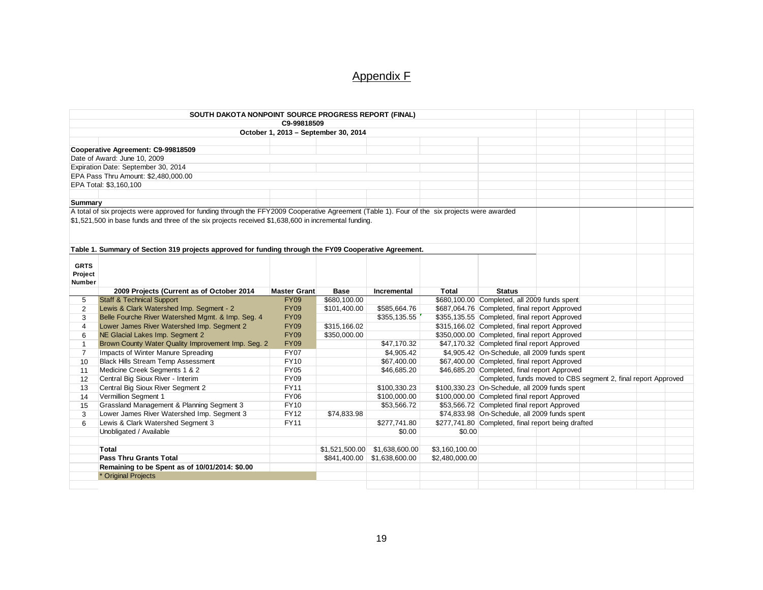# Appendix F

**SOUTH DAKOTA NONPOINT SOURCE PROGRESS REPORT (FINAL)**
**C9-99818509**
**October 1, 2013 – September 30, 2014**

**Cooperative Agreement: C9-99818509**
Date of Award: June 10, 2009
Expiration Date: September 30, 2014
EPA Pass Thru Amount: $2,480,000.00
EPA Total: $3,160,100

**Summary**

A total of six projects were approved for funding through the FFY2009 Cooperative Agreement (Table 1). Four of the six projects were awarded $1,521,500 in base funds and three of the six projects received $1,638,600 in incremental funding.

**Table 1. Summary of Section 319 projects approved for funding through the FY09 Cooperative Agreement.**

| GRTS Project Number | 2009 Projects (Current as of October 2014 | Master Grant | Base | Incremental | Total | Status |
|---|---|---|---|---|---|---|
| 5 | Staff & Technical Support | FY09 | $680,100.00 | | $680,100.00 | Completed, all 2009 funds spent |
| 2 | Lewis & Clark Watershed Imp. Segment - 2 | FY09 | $101,400.00 | $585,664.76 | $687,064.76 | Completed, final report Approved |
| 3 | Belle Fourche River Watershed Mgmt. & Imp. Seg. 4 | FY09 | | $355,135.55 | $355,135.55 | Completed, final report Approved |
| 4 | Lower James River Watershed Imp. Segment 2 | FY09 | $315,166.02 | | $315,166.02 | Completed, final report Approved |
| 6 | NE Glacial Lakes Imp. Segment 2 | FY09 | $350,000.00 | | $350,000.00 | Completed, final report Approved |
| 1 | Brown County Water Quality Improvement Imp. Seg. 2 | FY09 | | $47,170.32 | $47,170.32 | Completed final report Approved |
| 7 | Impacts of Winter Manure Spreading | FY07 | | $4,905.42 | $4,905.42 | On-Schedule, all 2009 funds spent |
| 10 | Black Hills Stream Temp Assessment | FY10 | | $67,400.00 | $67,400.00 | Completed, final report Approved |
| 11 | Medicine Creek Segments 1 & 2 | FY05 | | $46,685.20 | $46,685.20 | Completed, final report Approved |
| 12 | Central Big Sioux River - Interim | FY09 | | | | Completed, funds moved to CBS segment 2, final report Approved |
| 13 | Central Big Sioux River Segment 2 | FY11 | | $100,330.23 | $100,330.23 | On-Schedule, all 2009 funds spent |
| 14 | Vermillion Segment 1 | FY06 | | $100,000.00 | $100,000.00 | Completed final report Approved |
| 15 | Grassland Management & Planning Segment 3 | FY10 | | $53,566.72 | $53,566.72 | Completed final report Approved |
| 3 | Lower James River Watershed Imp. Segment 3 | FY12 | $74,833.98 | | $74,833.98 | On-Schedule, all 2009 funds spent |
| 6 | Lewis & Clark Watershed Segment 3 | FY11 | | $277,741.80 | $277,741.80 | Completed, final report being drafted |
| | Unobligated / Available | | | $0.00 | $0.00 | |
| | | | | | | |
| | **Total** | | $1,521,500.00 | $1,638,600.00 | $3,160,100.00 | |
| | **Pass Thru Grants Total** | | $841,400.00 | $1,638,600.00 | $2,480,000.00 | |
| | **Remaining to be Spent as of 10/01/2014: $0.00** | | | | | |
| | * Original Projects | | | | | |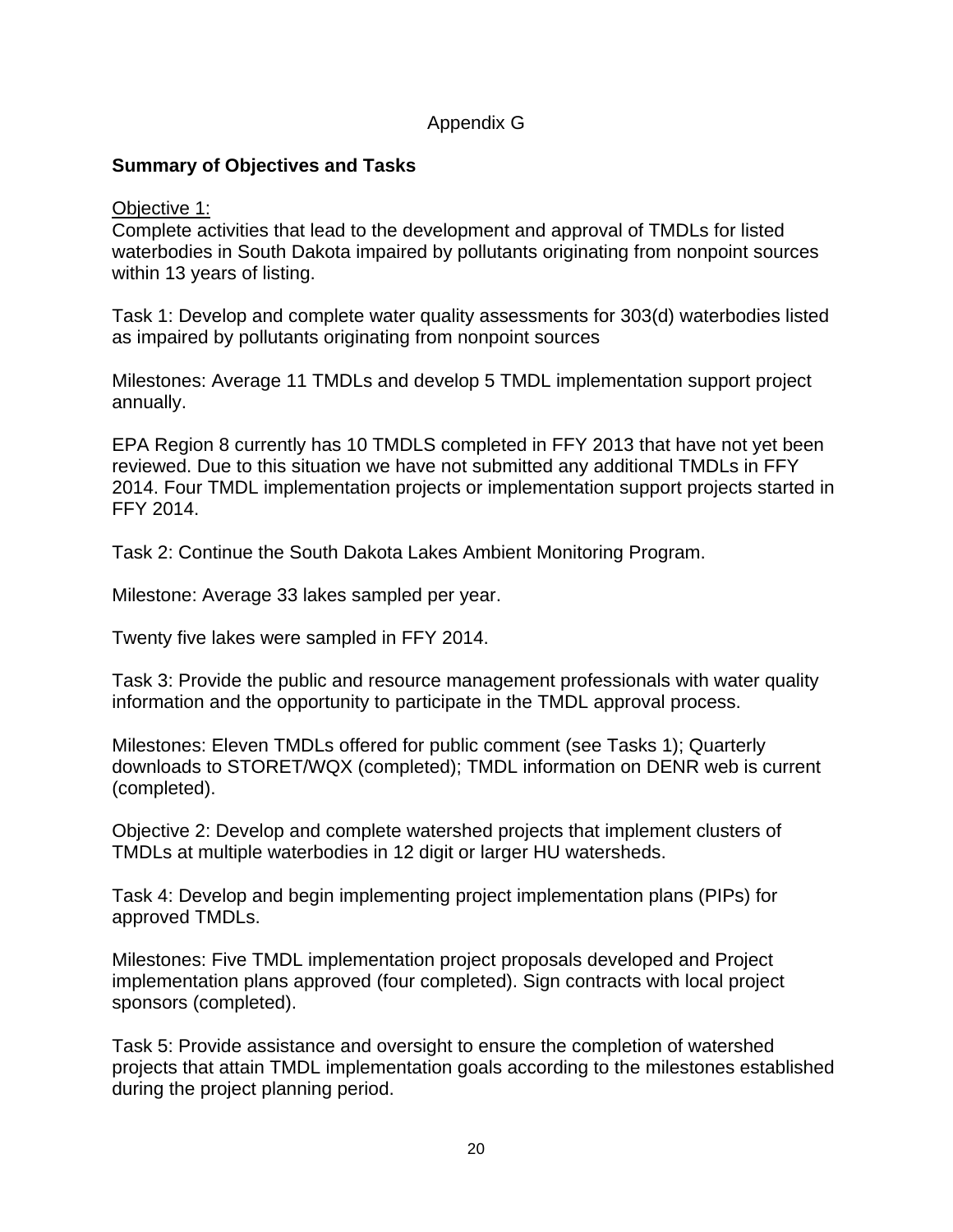Appendix G

**Summary of Objectives and Tasks**

Objective 1:
Complete activities that lead to the development and approval of TMDLs for listed waterbodies in South Dakota impaired by pollutants originating from nonpoint sources within 13 years of listing.

Task 1: Develop and complete water quality assessments for 303(d) waterbodies listed as impaired by pollutants originating from nonpoint sources

Milestones: Average 11 TMDLs and develop 5 TMDL implementation support project annually.

EPA Region 8 currently has 10 TMDLS completed in FFY 2013 that have not yet been reviewed. Due to this situation we have not submitted any additional TMDLs in FFY 2014. Four TMDL implementation projects or implementation support projects started in FFY 2014.

Task 2: Continue the South Dakota Lakes Ambient Monitoring Program.

Milestone: Average 33 lakes sampled per year.

Twenty five lakes were sampled in FFY 2014.

Task 3: Provide the public and resource management professionals with water quality information and the opportunity to participate in the TMDL approval process.

Milestones: Eleven TMDLs offered for public comment (see Tasks 1); Quarterly downloads to STORET/WQX (completed); TMDL information on DENR web is current (completed).

Objective 2: Develop and complete watershed projects that implement clusters of TMDLs at multiple waterbodies in 12 digit or larger HU watersheds.

Task 4: Develop and begin implementing project implementation plans (PIPs) for approved TMDLs.

Milestones: Five TMDL implementation project proposals developed and Project implementation plans approved (four completed). Sign contracts with local project sponsors (completed).

Task 5: Provide assistance and oversight to ensure the completion of watershed projects that attain TMDL implementation goals according to the milestones established during the project planning period.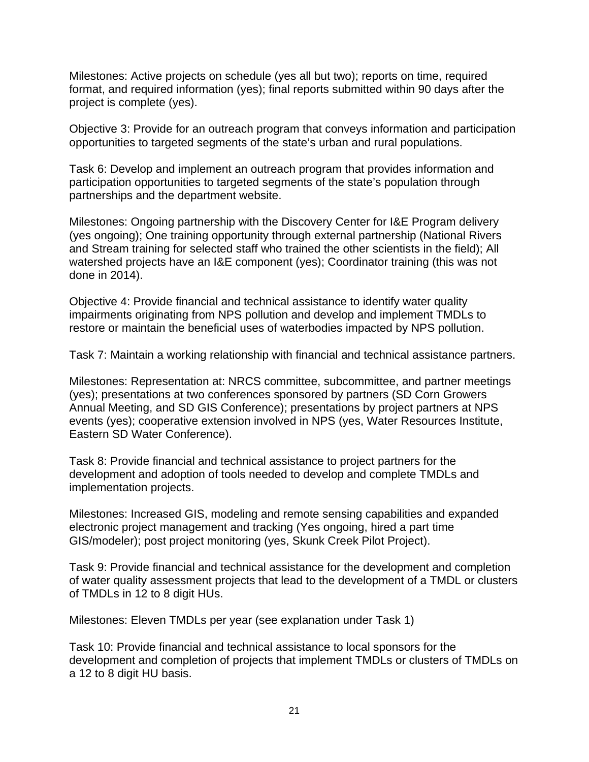Milestones: Active projects on schedule (yes all but two); reports on time, required format, and required information (yes); final reports submitted within 90 days after the project is complete (yes).

Objective 3: Provide for an outreach program that conveys information and participation opportunities to targeted segments of the state's urban and rural populations.

Task 6: Develop and implement an outreach program that provides information and participation opportunities to targeted segments of the state's population through partnerships and the department website.

Milestones: Ongoing partnership with the Discovery Center for I&E Program delivery (yes ongoing); One training opportunity through external partnership (National Rivers and Stream training for selected staff who trained the other scientists in the field); All watershed projects have an I&E component (yes); Coordinator training (this was not done in 2014).

Objective 4: Provide financial and technical assistance to identify water quality impairments originating from NPS pollution and develop and implement TMDLs to restore or maintain the beneficial uses of waterbodies impacted by NPS pollution.

Task 7: Maintain a working relationship with financial and technical assistance partners.

Milestones: Representation at: NRCS committee, subcommittee, and partner meetings (yes); presentations at two conferences sponsored by partners (SD Corn Growers Annual Meeting, and SD GIS Conference); presentations by project partners at NPS events (yes); cooperative extension involved in NPS (yes, Water Resources Institute, Eastern SD Water Conference).

Task 8: Provide financial and technical assistance to project partners for the development and adoption of tools needed to develop and complete TMDLs and implementation projects.

Milestones: Increased GIS, modeling and remote sensing capabilities and expanded electronic project management and tracking (Yes ongoing, hired a part time GIS/modeler); post project monitoring (yes, Skunk Creek Pilot Project).

Task 9: Provide financial and technical assistance for the development and completion of water quality assessment projects that lead to the development of a TMDL or clusters of TMDLs in 12 to 8 digit HUs.

Milestones: Eleven TMDLs per year (see explanation under Task 1)

Task 10: Provide financial and technical assistance to local sponsors for the development and completion of projects that implement TMDLs or clusters of TMDLs on a 12 to 8 digit HU basis.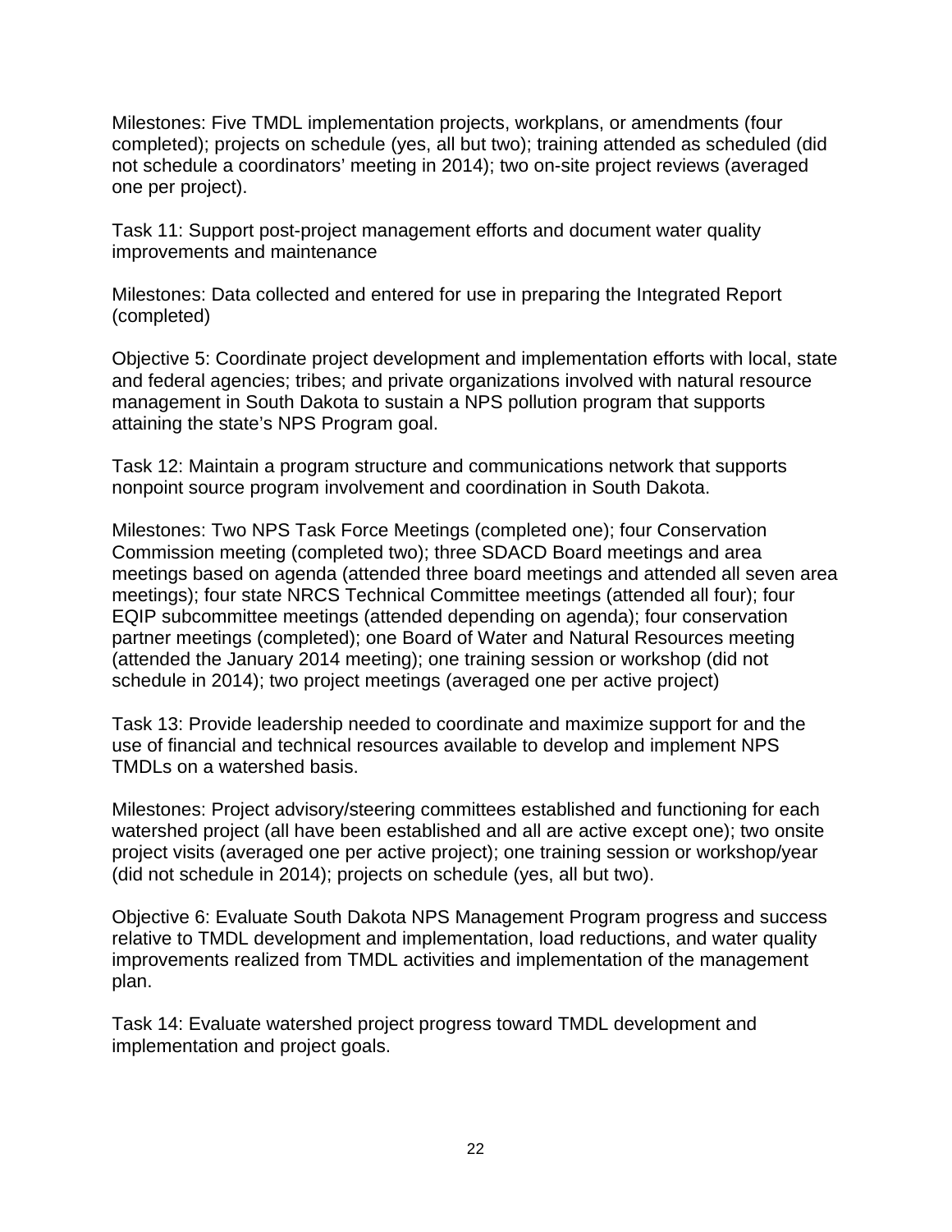Milestones: Five TMDL implementation projects, workplans, or amendments (four completed); projects on schedule (yes, all but two); training attended as scheduled (did not schedule a coordinators' meeting in 2014); two on-site project reviews (averaged one per project).

Task 11: Support post-project management efforts and document water quality improvements and maintenance

Milestones: Data collected and entered for use in preparing the Integrated Report (completed)

Objective 5: Coordinate project development and implementation efforts with local, state and federal agencies; tribes; and private organizations involved with natural resource management in South Dakota to sustain a NPS pollution program that supports attaining the state's NPS Program goal.

Task 12: Maintain a program structure and communications network that supports nonpoint source program involvement and coordination in South Dakota.

Milestones: Two NPS Task Force Meetings (completed one); four Conservation Commission meeting (completed two); three SDACD Board meetings and area meetings based on agenda (attended three board meetings and attended all seven area meetings); four state NRCS Technical Committee meetings (attended all four); four EQIP subcommittee meetings (attended depending on agenda); four conservation partner meetings (completed); one Board of Water and Natural Resources meeting (attended the January 2014 meeting); one training session or workshop (did not schedule in 2014); two project meetings (averaged one per active project)

Task 13: Provide leadership needed to coordinate and maximize support for and the use of financial and technical resources available to develop and implement NPS TMDLs on a watershed basis.

Milestones: Project advisory/steering committees established and functioning for each watershed project (all have been established and all are active except one); two onsite project visits (averaged one per active project); one training session or workshop/year (did not schedule in 2014); projects on schedule (yes, all but two).

Objective 6: Evaluate South Dakota NPS Management Program progress and success relative to TMDL development and implementation, load reductions, and water quality improvements realized from TMDL activities and implementation of the management plan.

Task 14: Evaluate watershed project progress toward TMDL development and implementation and project goals.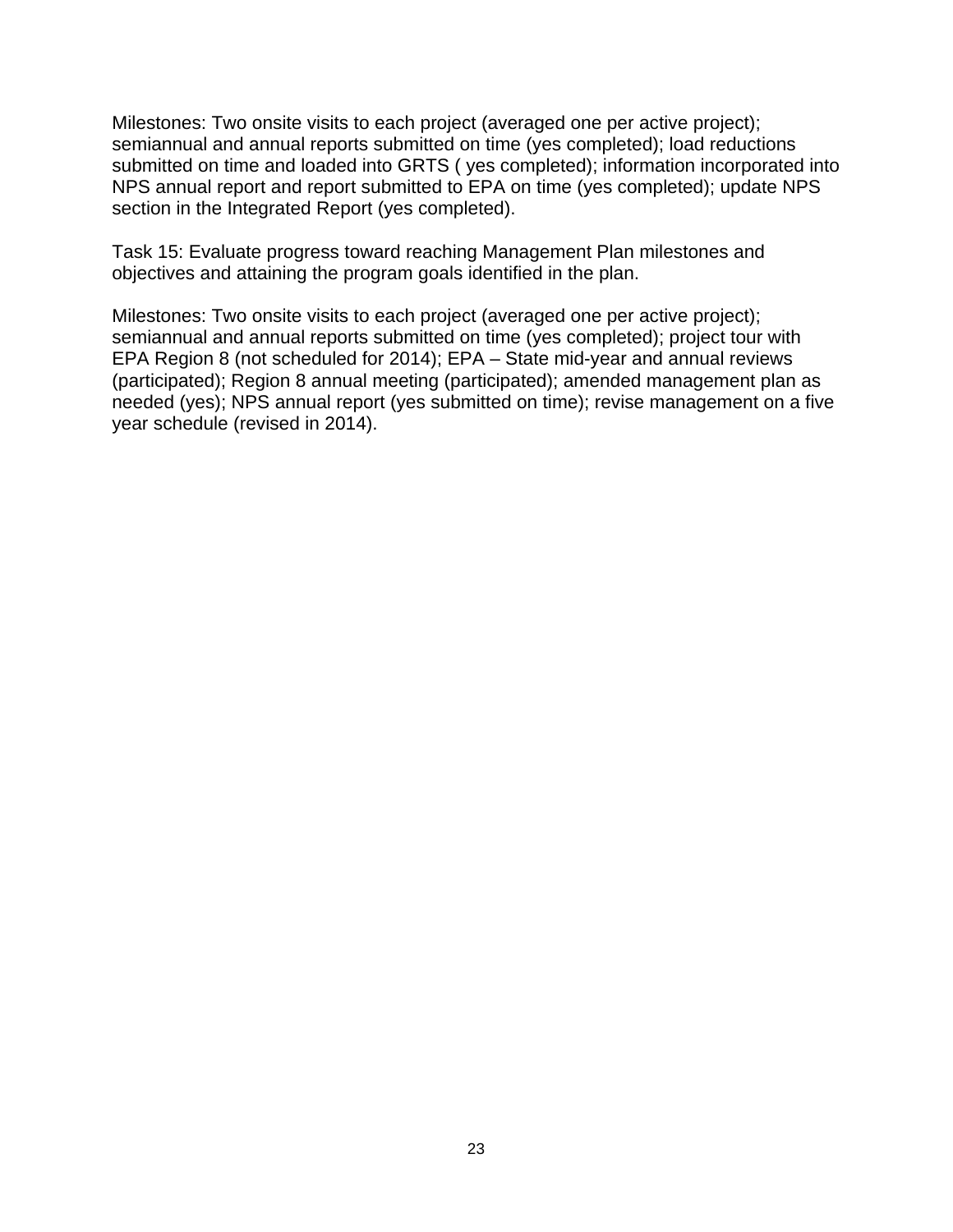Milestones: Two onsite visits to each project (averaged one per active project); semiannual and annual reports submitted on time (yes completed); load reductions submitted on time and loaded into GRTS ( yes completed); information incorporated into NPS annual report and report submitted to EPA on time (yes completed); update NPS section in the Integrated Report (yes completed).

Task 15: Evaluate progress toward reaching Management Plan milestones and objectives and attaining the program goals identified in the plan.

Milestones: Two onsite visits to each project (averaged one per active project); semiannual and annual reports submitted on time (yes completed); project tour with EPA Region 8 (not scheduled for 2014); EPA – State mid-year and annual reviews (participated); Region 8 annual meeting (participated); amended management plan as needed (yes); NPS annual report (yes submitted on time); revise management on a five year schedule (revised in 2014).